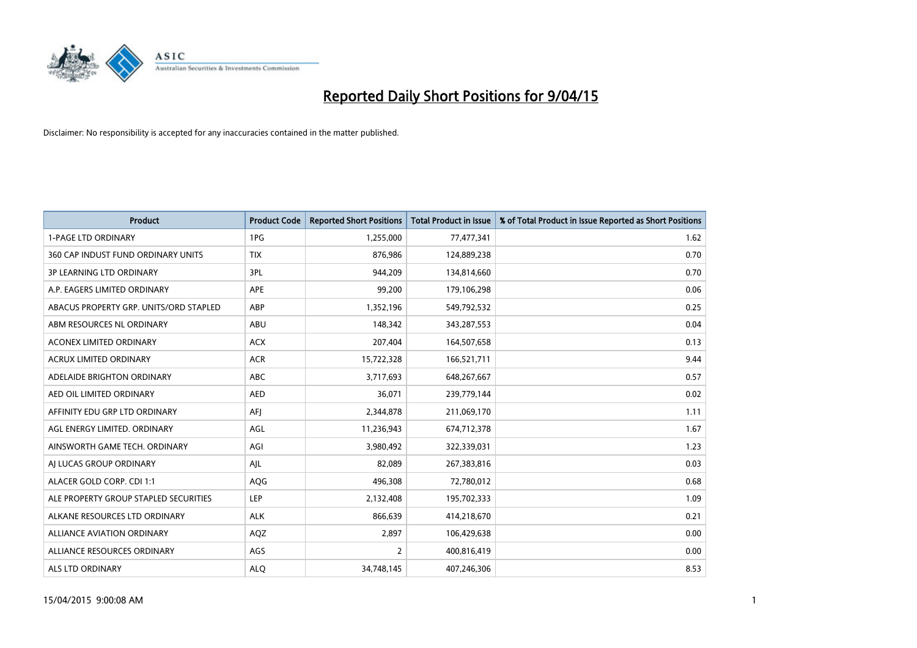# Reported Daily Short Positions for 9/04/15

Disclaimer: No responsibility is accepted for any inaccuracies contained in the matter published.

| Product | Product Code | Reported Short Positions | Total Product in Issue | % of Total Product in Issue Reported as Short Positions |
|---|---|---|---|---|
| 1-PAGE LTD ORDINARY | 1PG | 1,255,000 | 77,477,341 | 1.62 |
| 360 CAP INDUST FUND ORDINARY UNITS | TIX | 876,986 | 124,889,238 | 0.70 |
| 3P LEARNING LTD ORDINARY | 3PL | 944,209 | 134,814,660 | 0.70 |
| A.P. EAGERS LIMITED ORDINARY | APE | 99,200 | 179,106,298 | 0.06 |
| ABACUS PROPERTY GRP. UNITS/ORD STAPLED | ABP | 1,352,196 | 549,792,532 | 0.25 |
| ABM RESOURCES NL ORDINARY | ABU | 148,342 | 343,287,553 | 0.04 |
| ACONEX LIMITED ORDINARY | ACX | 207,404 | 164,507,658 | 0.13 |
| ACRUX LIMITED ORDINARY | ACR | 15,722,328 | 166,521,711 | 9.44 |
| ADELAIDE BRIGHTON ORDINARY | ABC | 3,717,693 | 648,267,667 | 0.57 |
| AED OIL LIMITED ORDINARY | AED | 36,071 | 239,779,144 | 0.02 |
| AFFINITY EDU GRP LTD ORDINARY | AFJ | 2,344,878 | 211,069,170 | 1.11 |
| AGL ENERGY LIMITED. ORDINARY | AGL | 11,236,943 | 674,712,378 | 1.67 |
| AINSWORTH GAME TECH. ORDINARY | AGI | 3,980,492 | 322,339,031 | 1.23 |
| AJ LUCAS GROUP ORDINARY | AJL | 82,089 | 267,383,816 | 0.03 |
| ALACER GOLD CORP. CDI 1:1 | AQG | 496,308 | 72,780,012 | 0.68 |
| ALE PROPERTY GROUP STAPLED SECURITIES | LEP | 2,132,408 | 195,702,333 | 1.09 |
| ALKANE RESOURCES LTD ORDINARY | ALK | 866,639 | 414,218,670 | 0.21 |
| ALLIANCE AVIATION ORDINARY | AQZ | 2,897 | 106,429,638 | 0.00 |
| ALLIANCE RESOURCES ORDINARY | AGS | 2 | 400,816,419 | 0.00 |
| ALS LTD ORDINARY | ALQ | 34,748,145 | 407,246,306 | 8.53 |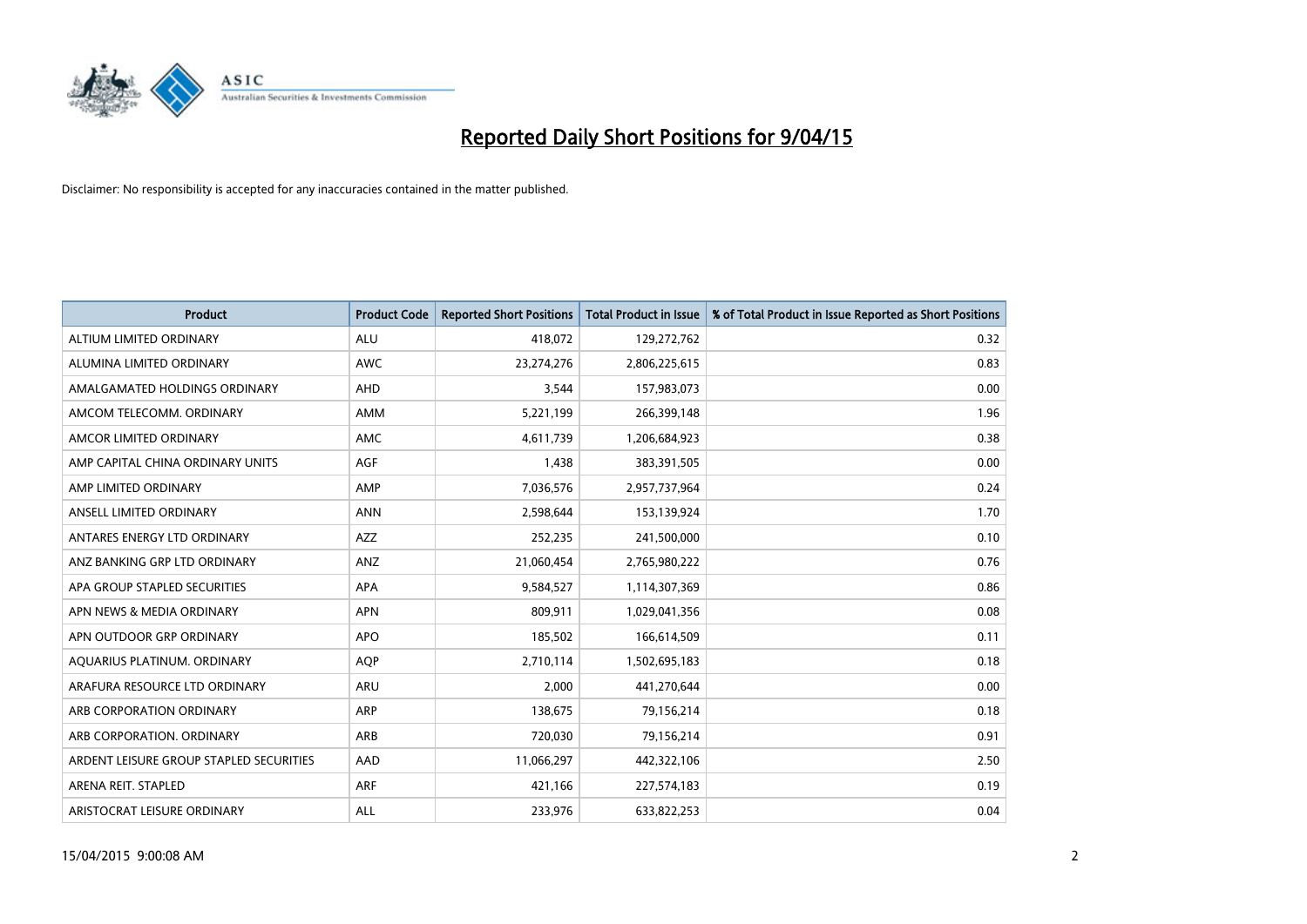# Reported Daily Short Positions for 9/04/15

Disclaimer: No responsibility is accepted for any inaccuracies contained in the matter published.

| Product | Product Code | Reported Short Positions | Total Product in Issue | % of Total Product in Issue Reported as Short Positions |
|---|---|---|---|---|
| ALTIUM LIMITED ORDINARY | ALU | 418,072 | 129,272,762 | 0.32 |
| ALUMINA LIMITED ORDINARY | AWC | 23,274,276 | 2,806,225,615 | 0.83 |
| AMALGAMATED HOLDINGS ORDINARY | AHD | 3,544 | 157,983,073 | 0.00 |
| AMCOM TELECOMM. ORDINARY | AMM | 5,221,199 | 266,399,148 | 1.96 |
| AMCOR LIMITED ORDINARY | AMC | 4,611,739 | 1,206,684,923 | 0.38 |
| AMP CAPITAL CHINA ORDINARY UNITS | AGF | 1,438 | 383,391,505 | 0.00 |
| AMP LIMITED ORDINARY | AMP | 7,036,576 | 2,957,737,964 | 0.24 |
| ANSELL LIMITED ORDINARY | ANN | 2,598,644 | 153,139,924 | 1.70 |
| ANTARES ENERGY LTD ORDINARY | AZZ | 252,235 | 241,500,000 | 0.10 |
| ANZ BANKING GRP LTD ORDINARY | ANZ | 21,060,454 | 2,765,980,222 | 0.76 |
| APA GROUP STAPLED SECURITIES | APA | 9,584,527 | 1,114,307,369 | 0.86 |
| APN NEWS & MEDIA ORDINARY | APN | 809,911 | 1,029,041,356 | 0.08 |
| APN OUTDOOR GRP ORDINARY | APO | 185,502 | 166,614,509 | 0.11 |
| AQUARIUS PLATINUM. ORDINARY | AQP | 2,710,114 | 1,502,695,183 | 0.18 |
| ARAFURA RESOURCE LTD ORDINARY | ARU | 2,000 | 441,270,644 | 0.00 |
| ARB CORPORATION ORDINARY | ARP | 138,675 | 79,156,214 | 0.18 |
| ARB CORPORATION. ORDINARY | ARB | 720,030 | 79,156,214 | 0.91 |
| ARDENT LEISURE GROUP STAPLED SECURITIES | AAD | 11,066,297 | 442,322,106 | 2.50 |
| ARENA REIT. STAPLED | ARF | 421,166 | 227,574,183 | 0.19 |
| ARISTOCRAT LEISURE ORDINARY | ALL | 233,976 | 633,822,253 | 0.04 |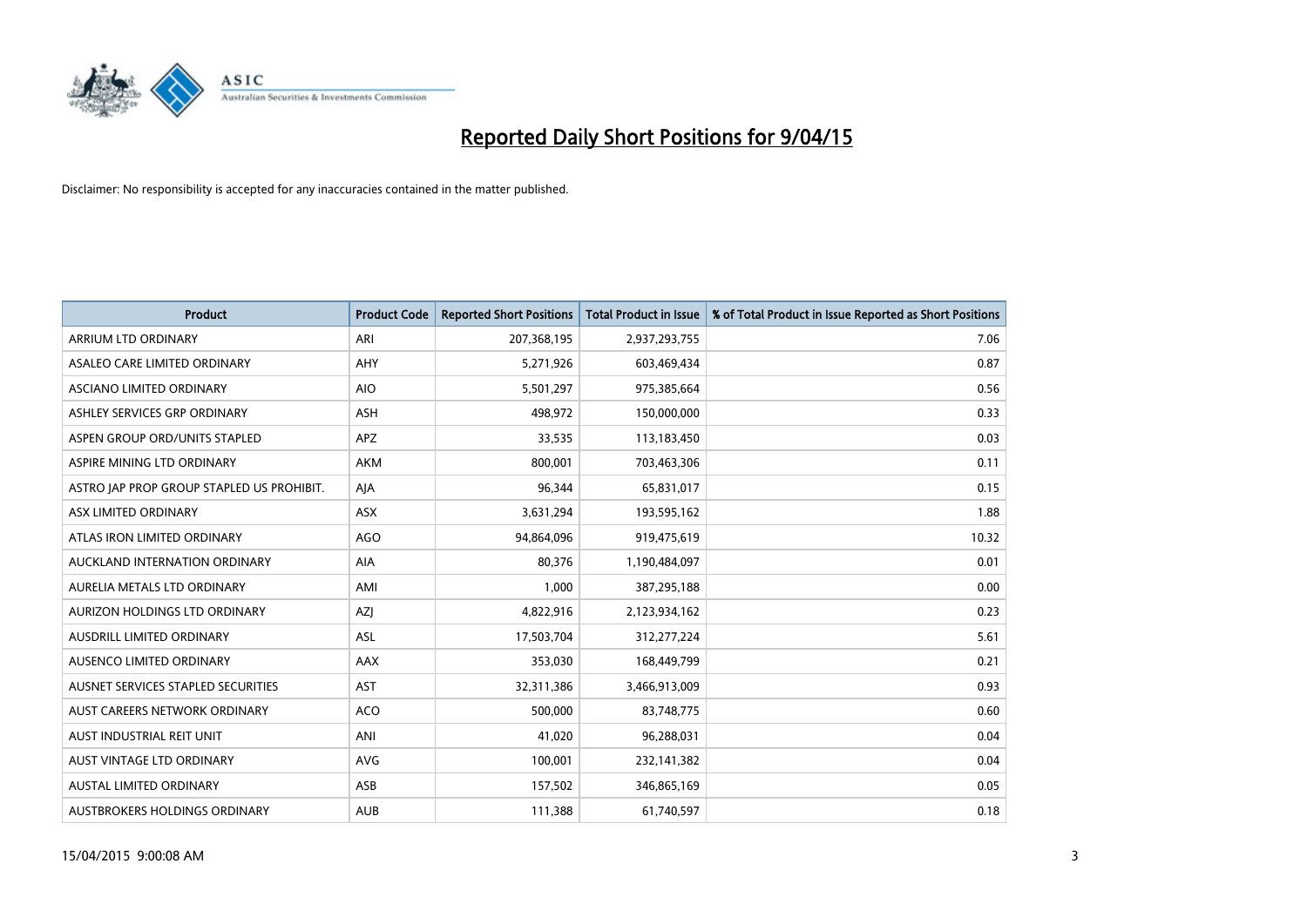# Reported Daily Short Positions for 9/04/15

Disclaimer: No responsibility is accepted for any inaccuracies contained in the matter published.

| Product | Product Code | Reported Short Positions | Total Product in Issue | % of Total Product in Issue Reported as Short Positions |
|---|---|---|---|---|
| ARRIUM LTD ORDINARY | ARI | 207,368,195 | 2,937,293,755 | 7.06 |
| ASALEO CARE LIMITED ORDINARY | AHY | 5,271,926 | 603,469,434 | 0.87 |
| ASCIANO LIMITED ORDINARY | AIO | 5,501,297 | 975,385,664 | 0.56 |
| ASHLEY SERVICES GRP ORDINARY | ASH | 498,972 | 150,000,000 | 0.33 |
| ASPEN GROUP ORD/UNITS STAPLED | APZ | 33,535 | 113,183,450 | 0.03 |
| ASPIRE MINING LTD ORDINARY | AKM | 800,001 | 703,463,306 | 0.11 |
| ASTRO JAP PROP GROUP STAPLED US PROHIBIT. | AJA | 96,344 | 65,831,017 | 0.15 |
| ASX LIMITED ORDINARY | ASX | 3,631,294 | 193,595,162 | 1.88 |
| ATLAS IRON LIMITED ORDINARY | AGO | 94,864,096 | 919,475,619 | 10.32 |
| AUCKLAND INTERNATION ORDINARY | AIA | 80,376 | 1,190,484,097 | 0.01 |
| AURELIA METALS LTD ORDINARY | AMI | 1,000 | 387,295,188 | 0.00 |
| AURIZON HOLDINGS LTD ORDINARY | AZJ | 4,822,916 | 2,123,934,162 | 0.23 |
| AUSDRILL LIMITED ORDINARY | ASL | 17,503,704 | 312,277,224 | 5.61 |
| AUSENCO LIMITED ORDINARY | AAX | 353,030 | 168,449,799 | 0.21 |
| AUSNET SERVICES STAPLED SECURITIES | AST | 32,311,386 | 3,466,913,009 | 0.93 |
| AUST CAREERS NETWORK ORDINARY | ACO | 500,000 | 83,748,775 | 0.60 |
| AUST INDUSTRIAL REIT UNIT | ANI | 41,020 | 96,288,031 | 0.04 |
| AUST VINTAGE LTD ORDINARY | AVG | 100,001 | 232,141,382 | 0.04 |
| AUSTAL LIMITED ORDINARY | ASB | 157,502 | 346,865,169 | 0.05 |
| AUSTBROKERS HOLDINGS ORDINARY | AUB | 111,388 | 61,740,597 | 0.18 |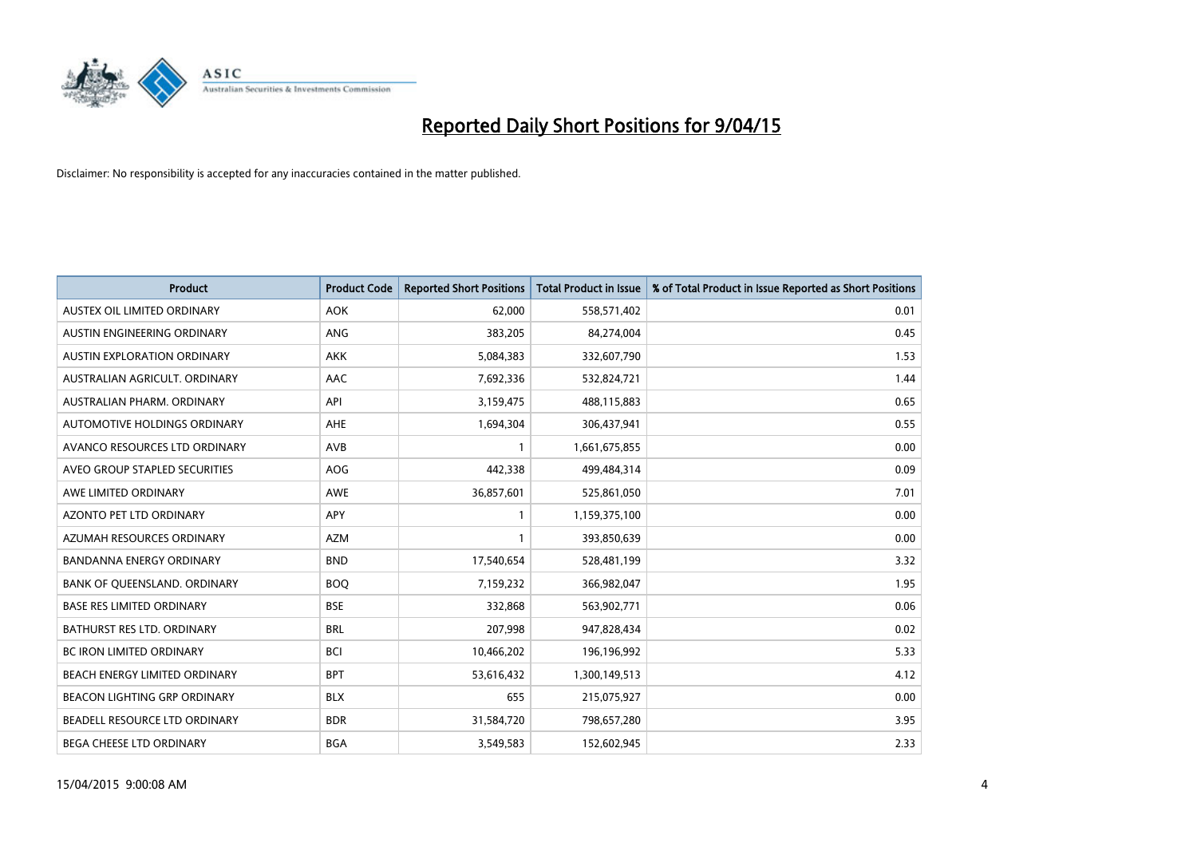# Reported Daily Short Positions for 9/04/15

Disclaimer: No responsibility is accepted for any inaccuracies contained in the matter published.

| Product | Product Code | Reported Short Positions | Total Product in Issue | % of Total Product in Issue Reported as Short Positions |
|---|---|---|---|---|
| AUSTEX OIL LIMITED ORDINARY | AOK | 62,000 | 558,571,402 | 0.01 |
| AUSTIN ENGINEERING ORDINARY | ANG | 383,205 | 84,274,004 | 0.45 |
| AUSTIN EXPLORATION ORDINARY | AKK | 5,084,383 | 332,607,790 | 1.53 |
| AUSTRALIAN AGRICULT. ORDINARY | AAC | 7,692,336 | 532,824,721 | 1.44 |
| AUSTRALIAN PHARM. ORDINARY | API | 3,159,475 | 488,115,883 | 0.65 |
| AUTOMOTIVE HOLDINGS ORDINARY | AHE | 1,694,304 | 306,437,941 | 0.55 |
| AVANCO RESOURCES LTD ORDINARY | AVB | 1 | 1,661,675,855 | 0.00 |
| AVEO GROUP STAPLED SECURITIES | AOG | 442,338 | 499,484,314 | 0.09 |
| AWE LIMITED ORDINARY | AWE | 36,857,601 | 525,861,050 | 7.01 |
| AZONTO PET LTD ORDINARY | APY | 1 | 1,159,375,100 | 0.00 |
| AZUMAH RESOURCES ORDINARY | AZM | 1 | 393,850,639 | 0.00 |
| BANDANNA ENERGY ORDINARY | BND | 17,540,654 | 528,481,199 | 3.32 |
| BANK OF QUEENSLAND. ORDINARY | BOQ | 7,159,232 | 366,982,047 | 1.95 |
| BASE RES LIMITED ORDINARY | BSE | 332,868 | 563,902,771 | 0.06 |
| BATHURST RES LTD. ORDINARY | BRL | 207,998 | 947,828,434 | 0.02 |
| BC IRON LIMITED ORDINARY | BCI | 10,466,202 | 196,196,992 | 5.33 |
| BEACH ENERGY LIMITED ORDINARY | BPT | 53,616,432 | 1,300,149,513 | 4.12 |
| BEACON LIGHTING GRP ORDINARY | BLX | 655 | 215,075,927 | 0.00 |
| BEADELL RESOURCE LTD ORDINARY | BDR | 31,584,720 | 798,657,280 | 3.95 |
| BEGA CHEESE LTD ORDINARY | BGA | 3,549,583 | 152,602,945 | 2.33 |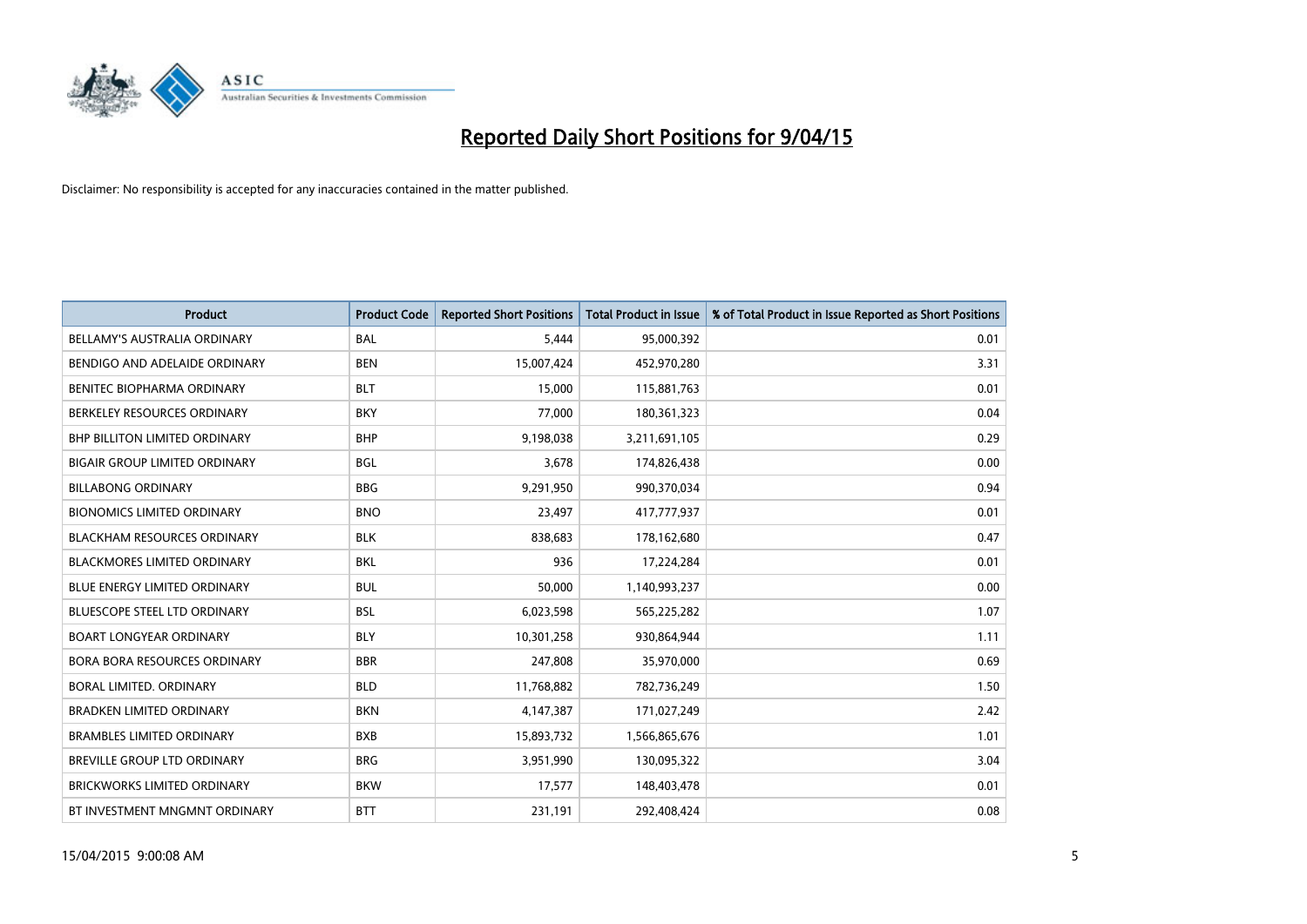# Reported Daily Short Positions for 9/04/15

Disclaimer: No responsibility is accepted for any inaccuracies contained in the matter published.

| Product | Product Code | Reported Short Positions | Total Product in Issue | % of Total Product in Issue Reported as Short Positions |
|---|---|---|---|---|
| BELLAMY'S AUSTRALIA ORDINARY | BAL | 5,444 | 95,000,392 | 0.01 |
| BENDIGO AND ADELAIDE ORDINARY | BEN | 15,007,424 | 452,970,280 | 3.31 |
| BENITEC BIOPHARMA ORDINARY | BLT | 15,000 | 115,881,763 | 0.01 |
| BERKELEY RESOURCES ORDINARY | BKY | 77,000 | 180,361,323 | 0.04 |
| BHP BILLITON LIMITED ORDINARY | BHP | 9,198,038 | 3,211,691,105 | 0.29 |
| BIGAIR GROUP LIMITED ORDINARY | BGL | 3,678 | 174,826,438 | 0.00 |
| BILLABONG ORDINARY | BBG | 9,291,950 | 990,370,034 | 0.94 |
| BIONOMICS LIMITED ORDINARY | BNO | 23,497 | 417,777,937 | 0.01 |
| BLACKHAM RESOURCES ORDINARY | BLK | 838,683 | 178,162,680 | 0.47 |
| BLACKMORES LIMITED ORDINARY | BKL | 936 | 17,224,284 | 0.01 |
| BLUE ENERGY LIMITED ORDINARY | BUL | 50,000 | 1,140,993,237 | 0.00 |
| BLUESCOPE STEEL LTD ORDINARY | BSL | 6,023,598 | 565,225,282 | 1.07 |
| BOART LONGYEAR ORDINARY | BLY | 10,301,258 | 930,864,944 | 1.11 |
| BORA BORA RESOURCES ORDINARY | BBR | 247,808 | 35,970,000 | 0.69 |
| BORAL LIMITED. ORDINARY | BLD | 11,768,882 | 782,736,249 | 1.50 |
| BRADKEN LIMITED ORDINARY | BKN | 4,147,387 | 171,027,249 | 2.42 |
| BRAMBLES LIMITED ORDINARY | BXB | 15,893,732 | 1,566,865,676 | 1.01 |
| BREVILLE GROUP LTD ORDINARY | BRG | 3,951,990 | 130,095,322 | 3.04 |
| BRICKWORKS LIMITED ORDINARY | BKW | 17,577 | 148,403,478 | 0.01 |
| BT INVESTMENT MNGMNT ORDINARY | BTT | 231,191 | 292,408,424 | 0.08 |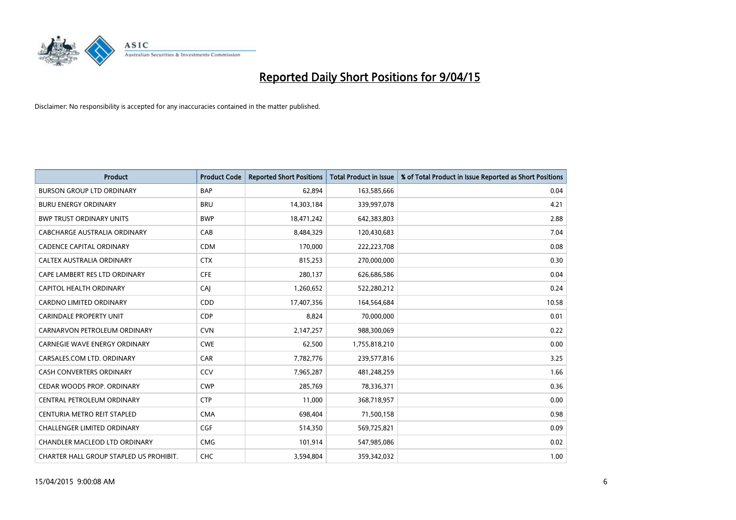# Reported Daily Short Positions for 9/04/15

Disclaimer: No responsibility is accepted for any inaccuracies contained in the matter published.

| Product | Product Code | Reported Short Positions | Total Product in Issue | % of Total Product in Issue Reported as Short Positions |
|---|---|---|---|---|
| BURSON GROUP LTD ORDINARY | BAP | 62,894 | 163,585,666 | 0.04 |
| BURU ENERGY ORDINARY | BRU | 14,303,184 | 339,997,078 | 4.21 |
| BWP TRUST ORDINARY UNITS | BWP | 18,471,242 | 642,383,803 | 2.88 |
| CABCHARGE AUSTRALIA ORDINARY | CAB | 8,484,329 | 120,430,683 | 7.04 |
| CADENCE CAPITAL ORDINARY | CDM | 170,000 | 222,223,708 | 0.08 |
| CALTEX AUSTRALIA ORDINARY | CTX | 815,253 | 270,000,000 | 0.30 |
| CAPE LAMBERT RES LTD ORDINARY | CFE | 280,137 | 626,686,586 | 0.04 |
| CAPITOL HEALTH ORDINARY | CAJ | 1,260,652 | 522,280,212 | 0.24 |
| CARDNO LIMITED ORDINARY | CDD | 17,407,356 | 164,564,684 | 10.58 |
| CARINDALE PROPERTY UNIT | CDP | 8,824 | 70,000,000 | 0.01 |
| CARNARVON PETROLEUM ORDINARY | CVN | 2,147,257 | 988,300,069 | 0.22 |
| CARNEGIE WAVE ENERGY ORDINARY | CWE | 62,500 | 1,755,818,210 | 0.00 |
| CARSALES.COM LTD. ORDINARY | CAR | 7,782,776 | 239,577,816 | 3.25 |
| CASH CONVERTERS ORDINARY | CCV | 7,965,287 | 481,248,259 | 1.66 |
| CEDAR WOODS PROP. ORDINARY | CWP | 285,769 | 78,336,371 | 0.36 |
| CENTRAL PETROLEUM ORDINARY | CTP | 11,000 | 368,718,957 | 0.00 |
| CENTURIA METRO REIT STAPLED | CMA | 698,404 | 71,500,158 | 0.98 |
| CHALLENGER LIMITED ORDINARY | CGF | 514,350 | 569,725,821 | 0.09 |
| CHANDLER MACLEOD LTD ORDINARY | CMG | 101,914 | 547,985,086 | 0.02 |
| CHARTER HALL GROUP STAPLED US PROHIBIT. | CHC | 3,594,804 | 359,342,032 | 1.00 |

15/04/2015 9:00:08 AM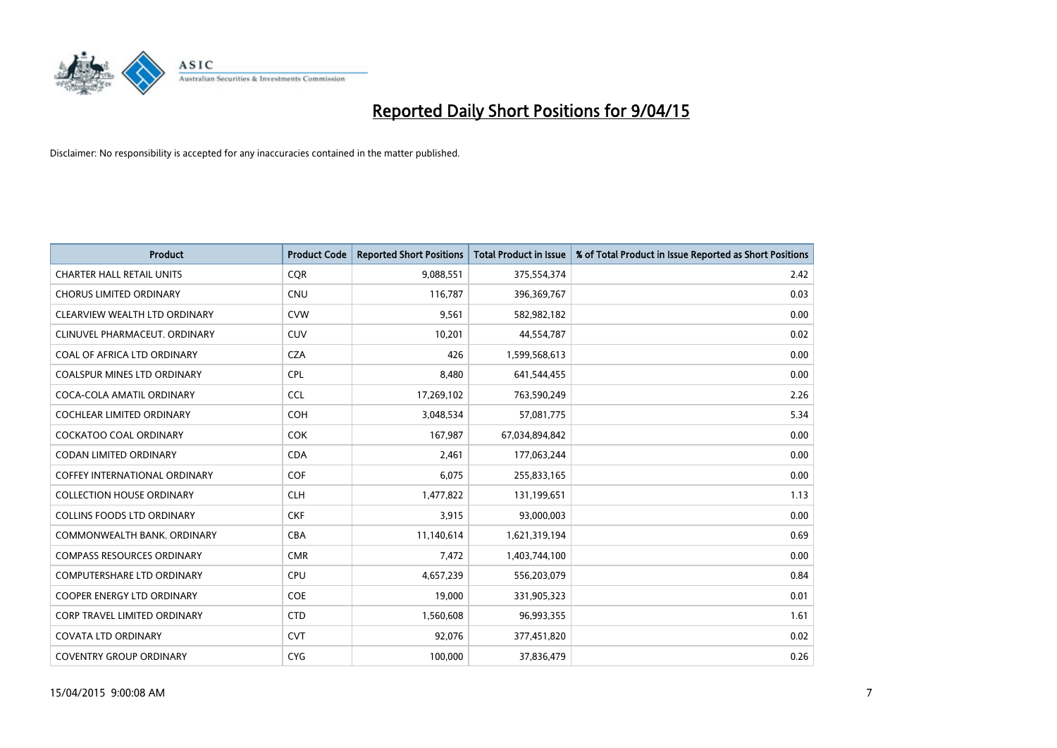# Reported Daily Short Positions for 9/04/15

Disclaimer: No responsibility is accepted for any inaccuracies contained in the matter published.

| Product | Product Code | Reported Short Positions | Total Product in Issue | % of Total Product in Issue Reported as Short Positions |
|---|---|---|---|---|
| CHARTER HALL RETAIL UNITS | CQR | 9,088,551 | 375,554,374 | 2.42 |
| CHORUS LIMITED ORDINARY | CNU | 116,787 | 396,369,767 | 0.03 |
| CLEARVIEW WEALTH LTD ORDINARY | CVW | 9,561 | 582,982,182 | 0.00 |
| CLINUVEL PHARMACEUT. ORDINARY | CUV | 10,201 | 44,554,787 | 0.02 |
| COAL OF AFRICA LTD ORDINARY | CZA | 426 | 1,599,568,613 | 0.00 |
| COALSPUR MINES LTD ORDINARY | CPL | 8,480 | 641,544,455 | 0.00 |
| COCA-COLA AMATIL ORDINARY | CCL | 17,269,102 | 763,590,249 | 2.26 |
| COCHLEAR LIMITED ORDINARY | COH | 3,048,534 | 57,081,775 | 5.34 |
| COCKATOO COAL ORDINARY | COK | 167,987 | 67,034,894,842 | 0.00 |
| CODAN LIMITED ORDINARY | CDA | 2,461 | 177,063,244 | 0.00 |
| COFFEY INTERNATIONAL ORDINARY | COF | 6,075 | 255,833,165 | 0.00 |
| COLLECTION HOUSE ORDINARY | CLH | 1,477,822 | 131,199,651 | 1.13 |
| COLLINS FOODS LTD ORDINARY | CKF | 3,915 | 93,000,003 | 0.00 |
| COMMONWEALTH BANK. ORDINARY | CBA | 11,140,614 | 1,621,319,194 | 0.69 |
| COMPASS RESOURCES ORDINARY | CMR | 7,472 | 1,403,744,100 | 0.00 |
| COMPUTERSHARE LTD ORDINARY | CPU | 4,657,239 | 556,203,079 | 0.84 |
| COOPER ENERGY LTD ORDINARY | COE | 19,000 | 331,905,323 | 0.01 |
| CORP TRAVEL LIMITED ORDINARY | CTD | 1,560,608 | 96,993,355 | 1.61 |
| COVATA LTD ORDINARY | CVT | 92,076 | 377,451,820 | 0.02 |
| COVENTRY GROUP ORDINARY | CYG | 100,000 | 37,836,479 | 0.26 |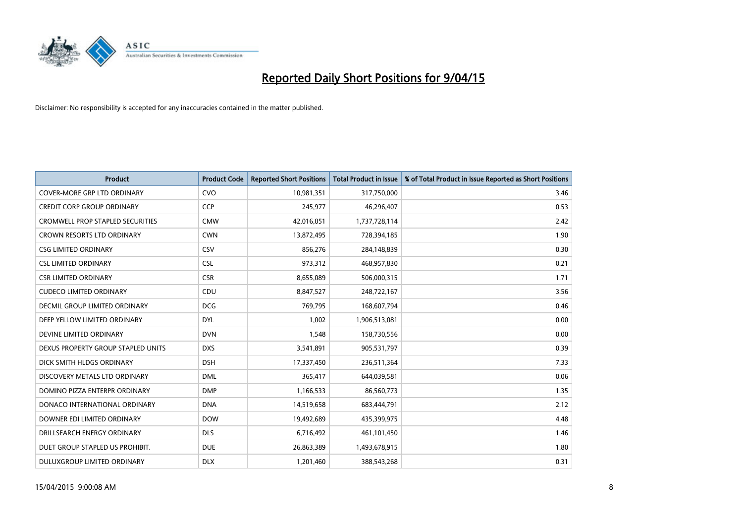# Reported Daily Short Positions for 9/04/15

Disclaimer: No responsibility is accepted for any inaccuracies contained in the matter published.

| Product | Product Code | Reported Short Positions | Total Product in Issue | % of Total Product in Issue Reported as Short Positions |
|---|---|---|---|---|
| COVER-MORE GRP LTD ORDINARY | CVO | 10,981,351 | 317,750,000 | 3.46 |
| CREDIT CORP GROUP ORDINARY | CCP | 245,977 | 46,296,407 | 0.53 |
| CROMWELL PROP STAPLED SECURITIES | CMW | 42,016,051 | 1,737,728,114 | 2.42 |
| CROWN RESORTS LTD ORDINARY | CWN | 13,872,495 | 728,394,185 | 1.90 |
| CSG LIMITED ORDINARY | CSV | 856,276 | 284,148,839 | 0.30 |
| CSL LIMITED ORDINARY | CSL | 973,312 | 468,957,830 | 0.21 |
| CSR LIMITED ORDINARY | CSR | 8,655,089 | 506,000,315 | 1.71 |
| CUDECO LIMITED ORDINARY | CDU | 8,847,527 | 248,722,167 | 3.56 |
| DECMIL GROUP LIMITED ORDINARY | DCG | 769,795 | 168,607,794 | 0.46 |
| DEEP YELLOW LIMITED ORDINARY | DYL | 1,002 | 1,906,513,081 | 0.00 |
| DEVINE LIMITED ORDINARY | DVN | 1,548 | 158,730,556 | 0.00 |
| DEXUS PROPERTY GROUP STAPLED UNITS | DXS | 3,541,891 | 905,531,797 | 0.39 |
| DICK SMITH HLDGS ORDINARY | DSH | 17,337,450 | 236,511,364 | 7.33 |
| DISCOVERY METALS LTD ORDINARY | DML | 365,417 | 644,039,581 | 0.06 |
| DOMINO PIZZA ENTERPR ORDINARY | DMP | 1,166,533 | 86,560,773 | 1.35 |
| DONACO INTERNATIONAL ORDINARY | DNA | 14,519,658 | 683,444,791 | 2.12 |
| DOWNER EDI LIMITED ORDINARY | DOW | 19,492,689 | 435,399,975 | 4.48 |
| DRILLSEARCH ENERGY ORDINARY | DLS | 6,716,492 | 461,101,450 | 1.46 |
| DUET GROUP STAPLED US PROHIBIT. | DUE | 26,863,389 | 1,493,678,915 | 1.80 |
| DULUXGROUP LIMITED ORDINARY | DLX | 1,201,460 | 388,543,268 | 0.31 |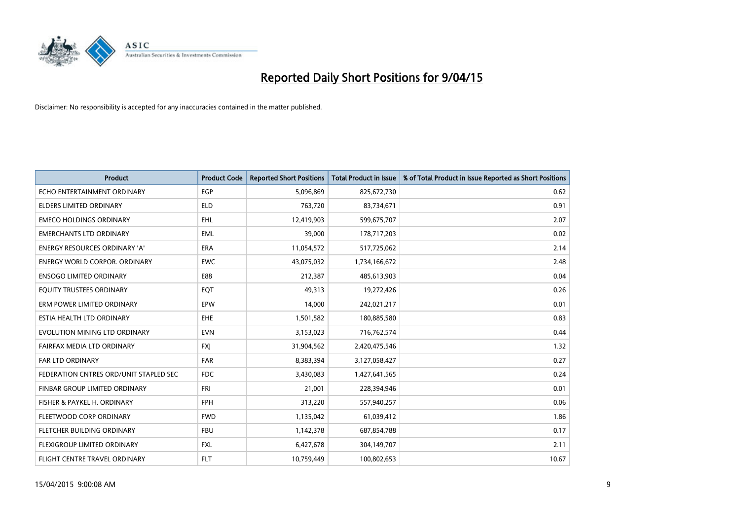# Reported Daily Short Positions for 9/04/15

Disclaimer: No responsibility is accepted for any inaccuracies contained in the matter published.

| Product | Product Code | Reported Short Positions | Total Product in Issue | % of Total Product in Issue Reported as Short Positions |
|---|---|---|---|---|
| ECHO ENTERTAINMENT ORDINARY | EGP | 5,096,869 | 825,672,730 | 0.62 |
| ELDERS LIMITED ORDINARY | ELD | 763,720 | 83,734,671 | 0.91 |
| EMECO HOLDINGS ORDINARY | EHL | 12,419,903 | 599,675,707 | 2.07 |
| EMERCHANTS LTD ORDINARY | EML | 39,000 | 178,717,203 | 0.02 |
| ENERGY RESOURCES ORDINARY 'A' | ERA | 11,054,572 | 517,725,062 | 2.14 |
| ENERGY WORLD CORPOR. ORDINARY | EWC | 43,075,032 | 1,734,166,672 | 2.48 |
| ENSOGO LIMITED ORDINARY | E88 | 212,387 | 485,613,903 | 0.04 |
| EQUITY TRUSTEES ORDINARY | EQT | 49,313 | 19,272,426 | 0.26 |
| ERM POWER LIMITED ORDINARY | EPW | 14,000 | 242,021,217 | 0.01 |
| ESTIA HEALTH LTD ORDINARY | EHE | 1,501,582 | 180,885,580 | 0.83 |
| EVOLUTION MINING LTD ORDINARY | EVN | 3,153,023 | 716,762,574 | 0.44 |
| FAIRFAX MEDIA LTD ORDINARY | FXJ | 31,904,562 | 2,420,475,546 | 1.32 |
| FAR LTD ORDINARY | FAR | 8,383,394 | 3,127,058,427 | 0.27 |
| FEDERATION CNTRES ORD/UNIT STAPLED SEC | FDC | 3,430,083 | 1,427,641,565 | 0.24 |
| FINBAR GROUP LIMITED ORDINARY | FRI | 21,001 | 228,394,946 | 0.01 |
| FISHER & PAYKEL H. ORDINARY | FPH | 313,220 | 557,940,257 | 0.06 |
| FLEETWOOD CORP ORDINARY | FWD | 1,135,042 | 61,039,412 | 1.86 |
| FLETCHER BUILDING ORDINARY | FBU | 1,142,378 | 687,854,788 | 0.17 |
| FLEXIGROUP LIMITED ORDINARY | FXL | 6,427,678 | 304,149,707 | 2.11 |
| FLIGHT CENTRE TRAVEL ORDINARY | FLT | 10,759,449 | 100,802,653 | 10.67 |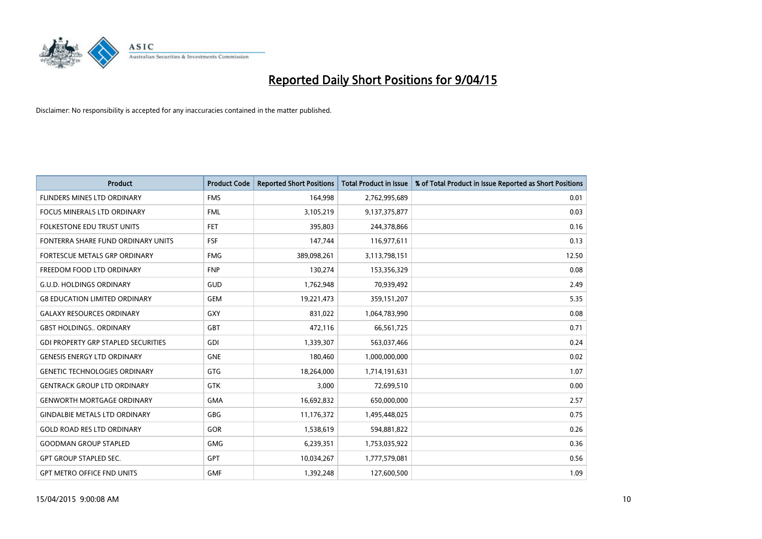# Reported Daily Short Positions for 9/04/15

Disclaimer: No responsibility is accepted for any inaccuracies contained in the matter published.

| Product | Product Code | Reported Short Positions | Total Product in Issue | % of Total Product in Issue Reported as Short Positions |
|---|---|---|---|---|
| FLINDERS MINES LTD ORDINARY | FMS | 164,998 | 2,762,995,689 | 0.01 |
| FOCUS MINERALS LTD ORDINARY | FML | 3,105,219 | 9,137,375,877 | 0.03 |
| FOLKESTONE EDU TRUST UNITS | FET | 395,803 | 244,378,866 | 0.16 |
| FONTERRA SHARE FUND ORDINARY UNITS | FSF | 147,744 | 116,977,611 | 0.13 |
| FORTESCUE METALS GRP ORDINARY | FMG | 389,098,261 | 3,113,798,151 | 12.50 |
| FREEDOM FOOD LTD ORDINARY | FNP | 130,274 | 153,356,329 | 0.08 |
| G.U.D. HOLDINGS ORDINARY | GUD | 1,762,948 | 70,939,492 | 2.49 |
| G8 EDUCATION LIMITED ORDINARY | GEM | 19,221,473 | 359,151,207 | 5.35 |
| GALAXY RESOURCES ORDINARY | GXY | 831,022 | 1,064,783,990 | 0.08 |
| GBST HOLDINGS.. ORDINARY | GBT | 472,116 | 66,561,725 | 0.71 |
| GDI PROPERTY GRP STAPLED SECURITIES | GDI | 1,339,307 | 563,037,466 | 0.24 |
| GENESIS ENERGY LTD ORDINARY | GNE | 180,460 | 1,000,000,000 | 0.02 |
| GENETIC TECHNOLOGIES ORDINARY | GTG | 18,264,000 | 1,714,191,631 | 1.07 |
| GENTRACK GROUP LTD ORDINARY | GTK | 3,000 | 72,699,510 | 0.00 |
| GENWORTH MORTGAGE ORDINARY | GMA | 16,692,832 | 650,000,000 | 2.57 |
| GINDALBIE METALS LTD ORDINARY | GBG | 11,176,372 | 1,495,448,025 | 0.75 |
| GOLD ROAD RES LTD ORDINARY | GOR | 1,538,619 | 594,881,822 | 0.26 |
| GOODMAN GROUP STAPLED | GMG | 6,239,351 | 1,753,035,922 | 0.36 |
| GPT GROUP STAPLED SEC. | GPT | 10,034,267 | 1,777,579,081 | 0.56 |
| GPT METRO OFFICE FND UNITS | GMF | 1,392,248 | 127,600,500 | 1.09 |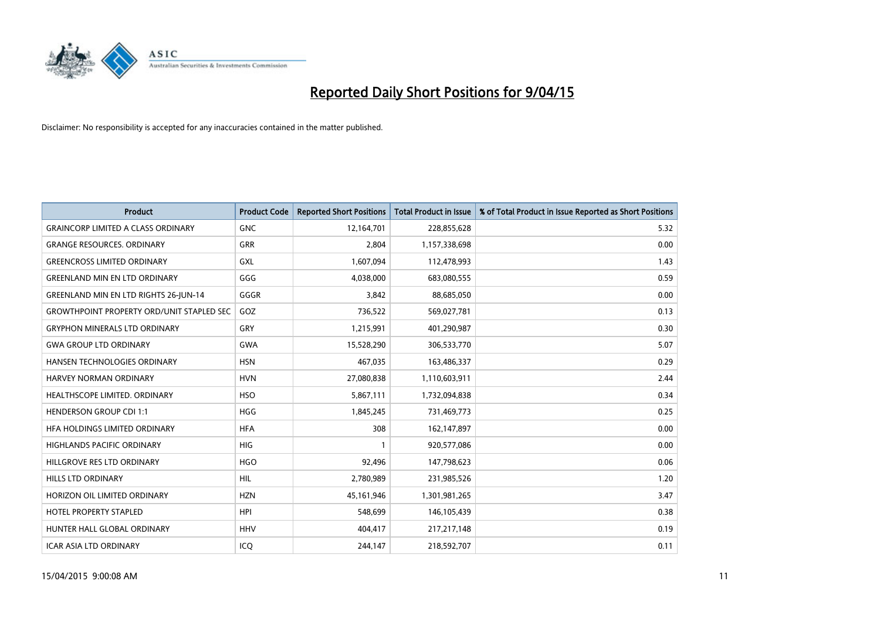# Reported Daily Short Positions for 9/04/15

Disclaimer: No responsibility is accepted for any inaccuracies contained in the matter published.

| Product | Product Code | Reported Short Positions | Total Product in Issue | % of Total Product in Issue Reported as Short Positions |
|---|---|---|---|---|
| GRAINCORP LIMITED A CLASS ORDINARY | GNC | 12,164,701 | 228,855,628 | 5.32 |
| GRANGE RESOURCES. ORDINARY | GRR | 2,804 | 1,157,338,698 | 0.00 |
| GREENCROSS LIMITED ORDINARY | GXL | 1,607,094 | 112,478,993 | 1.43 |
| GREENLAND MIN EN LTD ORDINARY | GGG | 4,038,000 | 683,080,555 | 0.59 |
| GREENLAND MIN EN LTD RIGHTS 26-JUN-14 | GGGR | 3,842 | 88,685,050 | 0.00 |
| GROWTHPOINT PROPERTY ORD/UNIT STAPLED SEC | GOZ | 736,522 | 569,027,781 | 0.13 |
| GRYPHON MINERALS LTD ORDINARY | GRY | 1,215,991 | 401,290,987 | 0.30 |
| GWA GROUP LTD ORDINARY | GWA | 15,528,290 | 306,533,770 | 5.07 |
| HANSEN TECHNOLOGIES ORDINARY | HSN | 467,035 | 163,486,337 | 0.29 |
| HARVEY NORMAN ORDINARY | HVN | 27,080,838 | 1,110,603,911 | 2.44 |
| HEALTHSCOPE LIMITED. ORDINARY | HSO | 5,867,111 | 1,732,094,838 | 0.34 |
| HENDERSON GROUP CDI 1:1 | HGG | 1,845,245 | 731,469,773 | 0.25 |
| HFA HOLDINGS LIMITED ORDINARY | HFA | 308 | 162,147,897 | 0.00 |
| HIGHLANDS PACIFIC ORDINARY | HIG | 1 | 920,577,086 | 0.00 |
| HILLGROVE RES LTD ORDINARY | HGO | 92,496 | 147,798,623 | 0.06 |
| HILLS LTD ORDINARY | HIL | 2,780,989 | 231,985,526 | 1.20 |
| HORIZON OIL LIMITED ORDINARY | HZN | 45,161,946 | 1,301,981,265 | 3.47 |
| HOTEL PROPERTY STAPLED | HPI | 548,699 | 146,105,439 | 0.38 |
| HUNTER HALL GLOBAL ORDINARY | HHV | 404,417 | 217,217,148 | 0.19 |
| ICAR ASIA LTD ORDINARY | ICQ | 244,147 | 218,592,707 | 0.11 |

15/04/2015 9:00:08 AM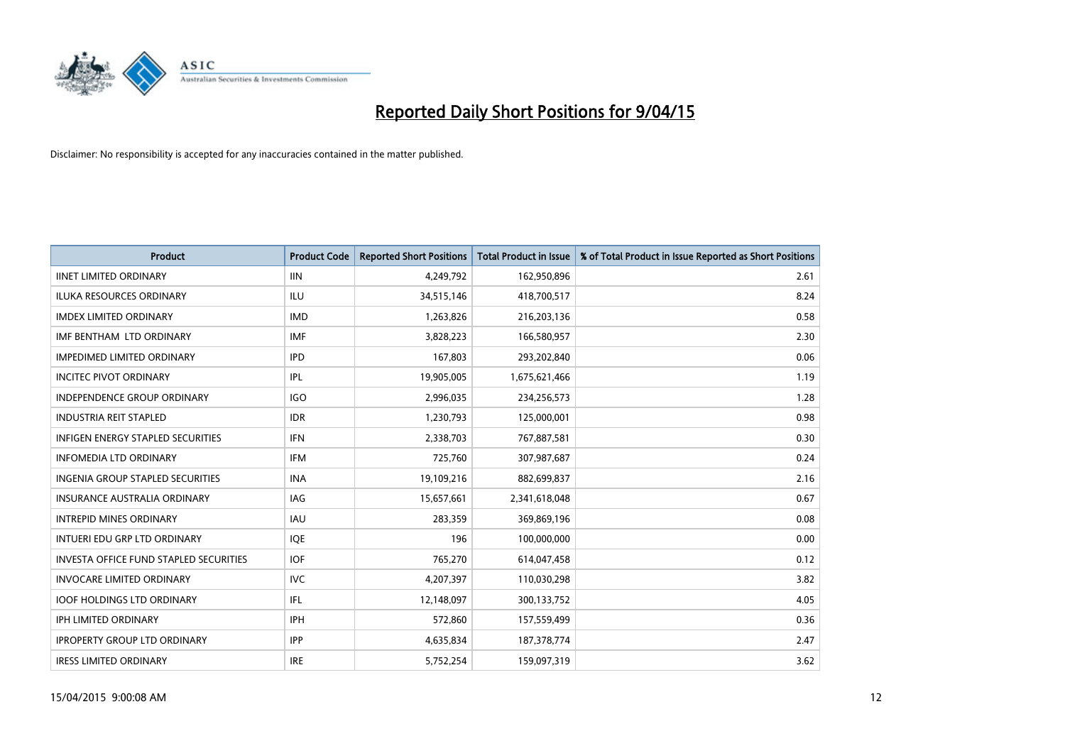# Reported Daily Short Positions for 9/04/15

Disclaimer: No responsibility is accepted for any inaccuracies contained in the matter published.

| Product | Product Code | Reported Short Positions | Total Product in Issue | % of Total Product in Issue Reported as Short Positions |
|---|---|---|---|---|
| IINET LIMITED ORDINARY | IIN | 4,249,792 | 162,950,896 | 2.61 |
| ILUKA RESOURCES ORDINARY | ILU | 34,515,146 | 418,700,517 | 8.24 |
| IMDEX LIMITED ORDINARY | IMD | 1,263,826 | 216,203,136 | 0.58 |
| IMF BENTHAM LTD ORDINARY | IMF | 3,828,223 | 166,580,957 | 2.30 |
| IMPEDIMED LIMITED ORDINARY | IPD | 167,803 | 293,202,840 | 0.06 |
| INCITEC PIVOT ORDINARY | IPL | 19,905,005 | 1,675,621,466 | 1.19 |
| INDEPENDENCE GROUP ORDINARY | IGO | 2,996,035 | 234,256,573 | 1.28 |
| INDUSTRIA REIT STAPLED | IDR | 1,230,793 | 125,000,001 | 0.98 |
| INFIGEN ENERGY STAPLED SECURITIES | IFN | 2,338,703 | 767,887,581 | 0.30 |
| INFOMEDIA LTD ORDINARY | IFM | 725,760 | 307,987,687 | 0.24 |
| INGENIA GROUP STAPLED SECURITIES | INA | 19,109,216 | 882,699,837 | 2.16 |
| INSURANCE AUSTRALIA ORDINARY | IAG | 15,657,661 | 2,341,618,048 | 0.67 |
| INTREPID MINES ORDINARY | IAU | 283,359 | 369,869,196 | 0.08 |
| INTUERI EDU GRP LTD ORDINARY | IQE | 196 | 100,000,000 | 0.00 |
| INVESTA OFFICE FUND STAPLED SECURITIES | IOF | 765,270 | 614,047,458 | 0.12 |
| INVOCARE LIMITED ORDINARY | IVC | 4,207,397 | 110,030,298 | 3.82 |
| IOOF HOLDINGS LTD ORDINARY | IFL | 12,148,097 | 300,133,752 | 4.05 |
| IPH LIMITED ORDINARY | IPH | 572,860 | 157,559,499 | 0.36 |
| IPROPERTY GROUP LTD ORDINARY | IPP | 4,635,834 | 187,378,774 | 2.47 |
| IRESS LIMITED ORDINARY | IRE | 5,752,254 | 159,097,319 | 3.62 |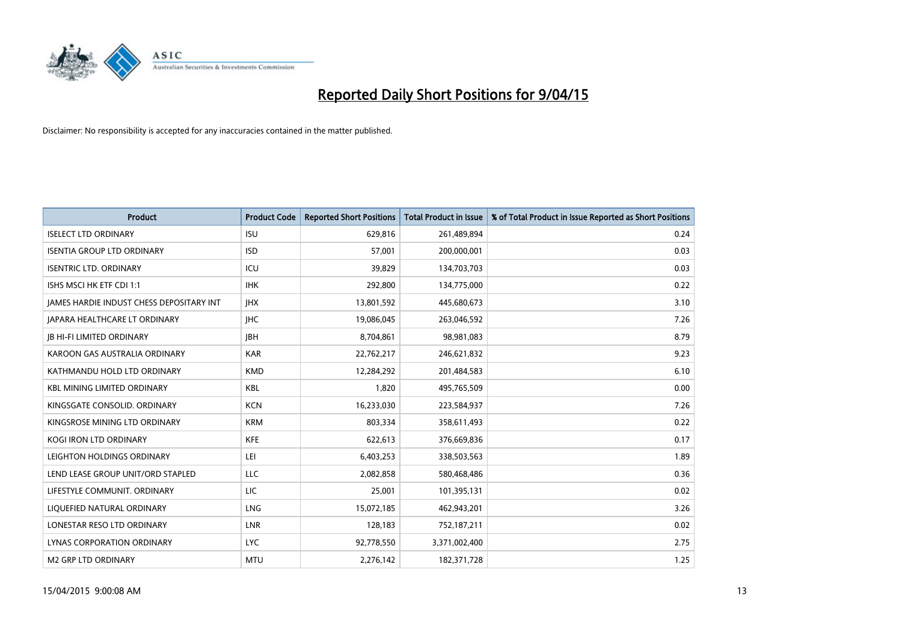# Reported Daily Short Positions for 9/04/15

Disclaimer: No responsibility is accepted for any inaccuracies contained in the matter published.

| Product | Product Code | Reported Short Positions | Total Product in Issue | % of Total Product in Issue Reported as Short Positions |
|---|---|---|---|---|
| ISELECT LTD ORDINARY | ISU | 629,816 | 261,489,894 | 0.24 |
| ISENTIA GROUP LTD ORDINARY | ISD | 57,001 | 200,000,001 | 0.03 |
| ISENTRIC LTD. ORDINARY | ICU | 39,829 | 134,703,703 | 0.03 |
| ISHS MSCI HK ETF CDI 1:1 | IHK | 292,800 | 134,775,000 | 0.22 |
| JAMES HARDIE INDUST CHESS DEPOSITARY INT | JHX | 13,801,592 | 445,680,673 | 3.10 |
| JAPARA HEALTHCARE LT ORDINARY | JHC | 19,086,045 | 263,046,592 | 7.26 |
| JB HI-FI LIMITED ORDINARY | JBH | 8,704,861 | 98,981,083 | 8.79 |
| KAROON GAS AUSTRALIA ORDINARY | KAR | 22,762,217 | 246,621,832 | 9.23 |
| KATHMANDU HOLD LTD ORDINARY | KMD | 12,284,292 | 201,484,583 | 6.10 |
| KBL MINING LIMITED ORDINARY | KBL | 1,820 | 495,765,509 | 0.00 |
| KINGSGATE CONSOLID. ORDINARY | KCN | 16,233,030 | 223,584,937 | 7.26 |
| KINGSROSE MINING LTD ORDINARY | KRM | 803,334 | 358,611,493 | 0.22 |
| KOGI IRON LTD ORDINARY | KFE | 622,613 | 376,669,836 | 0.17 |
| LEIGHTON HOLDINGS ORDINARY | LEI | 6,403,253 | 338,503,563 | 1.89 |
| LEND LEASE GROUP UNIT/ORD STAPLED | LLC | 2,082,858 | 580,468,486 | 0.36 |
| LIFESTYLE COMMUNIT. ORDINARY | LIC | 25,001 | 101,395,131 | 0.02 |
| LIQUEFIED NATURAL ORDINARY | LNG | 15,072,185 | 462,943,201 | 3.26 |
| LONESTAR RESO LTD ORDINARY | LNR | 128,183 | 752,187,211 | 0.02 |
| LYNAS CORPORATION ORDINARY | LYC | 92,778,550 | 3,371,002,400 | 2.75 |
| M2 GRP LTD ORDINARY | MTU | 2,276,142 | 182,371,728 | 1.25 |

15/04/2015 9:00:08 AM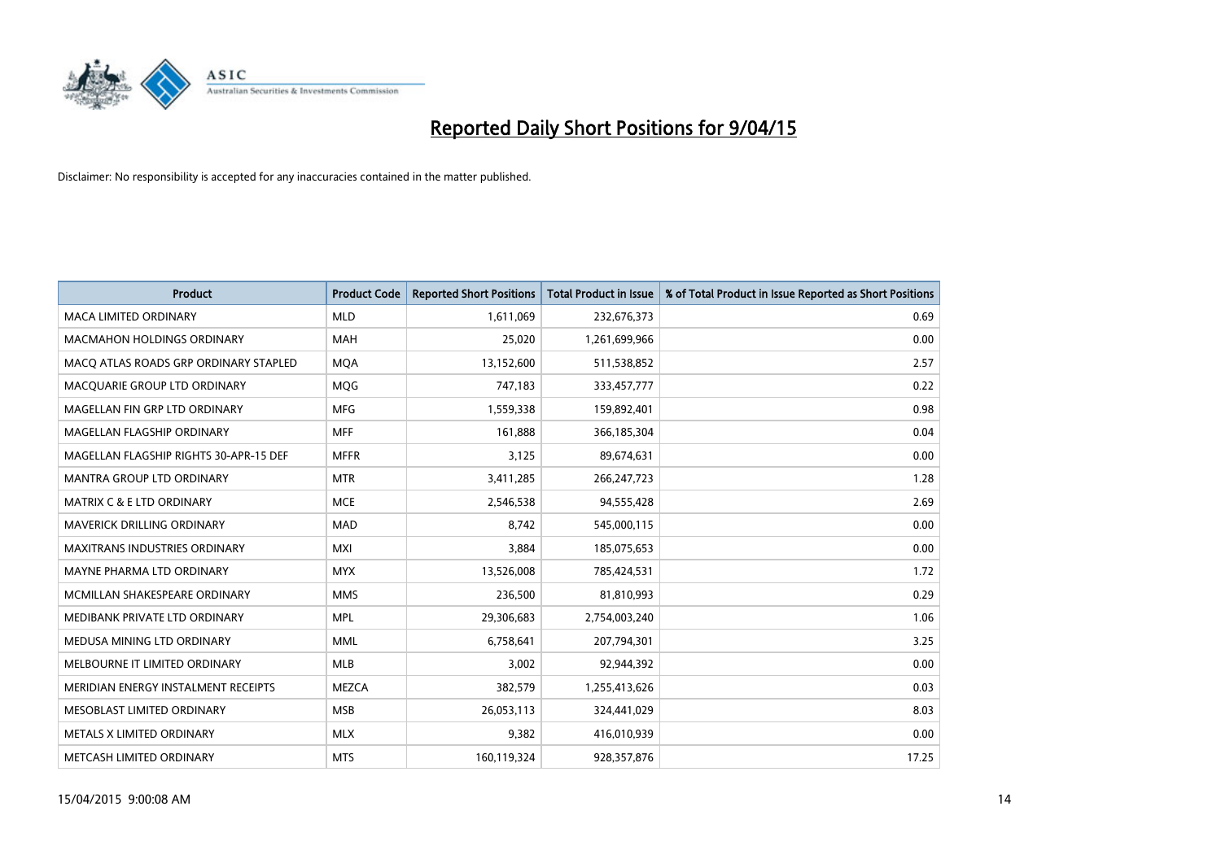# Reported Daily Short Positions for 9/04/15

Disclaimer: No responsibility is accepted for any inaccuracies contained in the matter published.

| Product | Product Code | Reported Short Positions | Total Product in Issue | % of Total Product in Issue Reported as Short Positions |
|---|---|---|---|---|
| MACA LIMITED ORDINARY | MLD | 1,611,069 | 232,676,373 | 0.69 |
| MACMAHON HOLDINGS ORDINARY | MAH | 25,020 | 1,261,699,966 | 0.00 |
| MACQ ATLAS ROADS GRP ORDINARY STAPLED | MQA | 13,152,600 | 511,538,852 | 2.57 |
| MACQUARIE GROUP LTD ORDINARY | MQG | 747,183 | 333,457,777 | 0.22 |
| MAGELLAN FIN GRP LTD ORDINARY | MFG | 1,559,338 | 159,892,401 | 0.98 |
| MAGELLAN FLAGSHIP ORDINARY | MFF | 161,888 | 366,185,304 | 0.04 |
| MAGELLAN FLAGSHIP RIGHTS 30-APR-15 DEF | MFFR | 3,125 | 89,674,631 | 0.00 |
| MANTRA GROUP LTD ORDINARY | MTR | 3,411,285 | 266,247,723 | 1.28 |
| MATRIX C & E LTD ORDINARY | MCE | 2,546,538 | 94,555,428 | 2.69 |
| MAVERICK DRILLING ORDINARY | MAD | 8,742 | 545,000,115 | 0.00 |
| MAXITRANS INDUSTRIES ORDINARY | MXI | 3,884 | 185,075,653 | 0.00 |
| MAYNE PHARMA LTD ORDINARY | MYX | 13,526,008 | 785,424,531 | 1.72 |
| MCMILLAN SHAKESPEARE ORDINARY | MMS | 236,500 | 81,810,993 | 0.29 |
| MEDIBANK PRIVATE LTD ORDINARY | MPL | 29,306,683 | 2,754,003,240 | 1.06 |
| MEDUSA MINING LTD ORDINARY | MML | 6,758,641 | 207,794,301 | 3.25 |
| MELBOURNE IT LIMITED ORDINARY | MLB | 3,002 | 92,944,392 | 0.00 |
| MERIDIAN ENERGY INSTALMENT RECEIPTS | MEZCA | 382,579 | 1,255,413,626 | 0.03 |
| MESOBLAST LIMITED ORDINARY | MSB | 26,053,113 | 324,441,029 | 8.03 |
| METALS X LIMITED ORDINARY | MLX | 9,382 | 416,010,939 | 0.00 |
| METCASH LIMITED ORDINARY | MTS | 160,119,324 | 928,357,876 | 17.25 |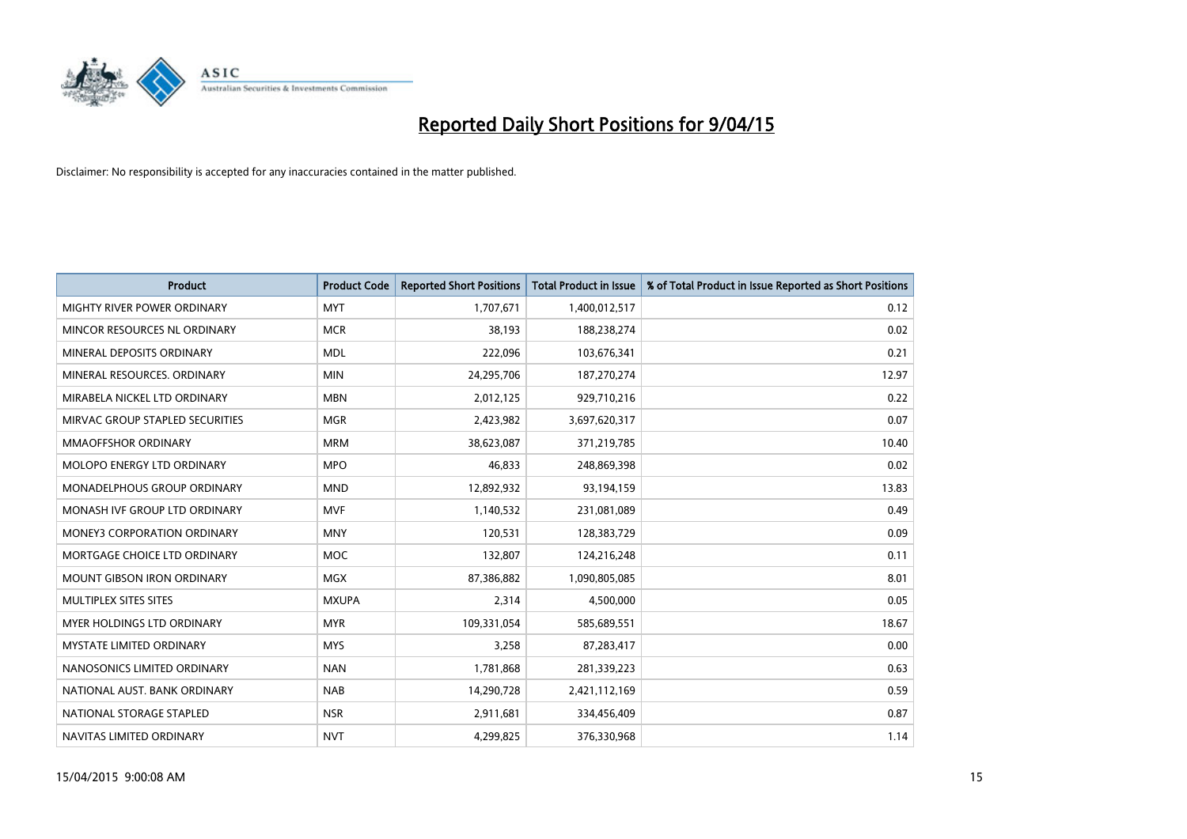# Reported Daily Short Positions for 9/04/15

Disclaimer: No responsibility is accepted for any inaccuracies contained in the matter published.

| Product | Product Code | Reported Short Positions | Total Product in Issue | % of Total Product in Issue Reported as Short Positions |
|---|---|---|---|---|
| MIGHTY RIVER POWER ORDINARY | MYT | 1,707,671 | 1,400,012,517 | 0.12 |
| MINCOR RESOURCES NL ORDINARY | MCR | 38,193 | 188,238,274 | 0.02 |
| MINERAL DEPOSITS ORDINARY | MDL | 222,096 | 103,676,341 | 0.21 |
| MINERAL RESOURCES. ORDINARY | MIN | 24,295,706 | 187,270,274 | 12.97 |
| MIRABELA NICKEL LTD ORDINARY | MBN | 2,012,125 | 929,710,216 | 0.22 |
| MIRVAC GROUP STAPLED SECURITIES | MGR | 2,423,982 | 3,697,620,317 | 0.07 |
| MMAOFFSHOR ORDINARY | MRM | 38,623,087 | 371,219,785 | 10.40 |
| MOLOPO ENERGY LTD ORDINARY | MPO | 46,833 | 248,869,398 | 0.02 |
| MONADELPHOUS GROUP ORDINARY | MND | 12,892,932 | 93,194,159 | 13.83 |
| MONASH IVF GROUP LTD ORDINARY | MVF | 1,140,532 | 231,081,089 | 0.49 |
| MONEY3 CORPORATION ORDINARY | MNY | 120,531 | 128,383,729 | 0.09 |
| MORTGAGE CHOICE LTD ORDINARY | MOC | 132,807 | 124,216,248 | 0.11 |
| MOUNT GIBSON IRON ORDINARY | MGX | 87,386,882 | 1,090,805,085 | 8.01 |
| MULTIPLEX SITES SITES | MXUPA | 2,314 | 4,500,000 | 0.05 |
| MYER HOLDINGS LTD ORDINARY | MYR | 109,331,054 | 585,689,551 | 18.67 |
| MYSTATE LIMITED ORDINARY | MYS | 3,258 | 87,283,417 | 0.00 |
| NANOSONICS LIMITED ORDINARY | NAN | 1,781,868 | 281,339,223 | 0.63 |
| NATIONAL AUST. BANK ORDINARY | NAB | 14,290,728 | 2,421,112,169 | 0.59 |
| NATIONAL STORAGE STAPLED | NSR | 2,911,681 | 334,456,409 | 0.87 |
| NAVITAS LIMITED ORDINARY | NVT | 4,299,825 | 376,330,968 | 1.14 |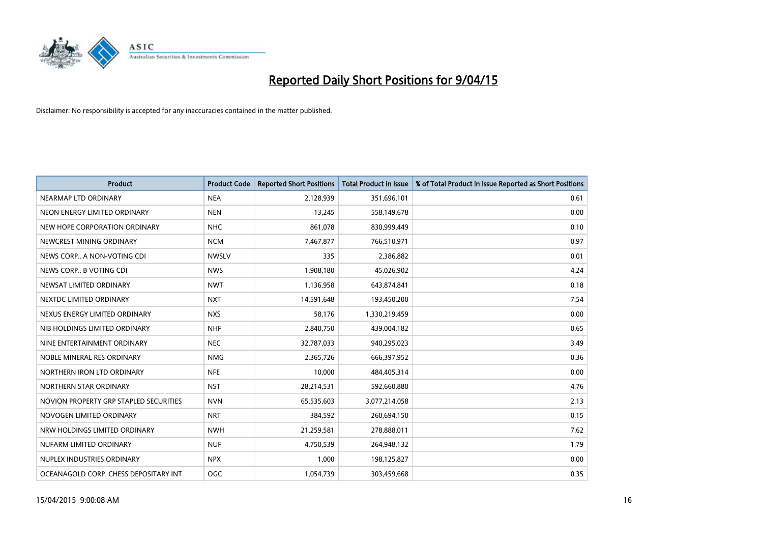# Reported Daily Short Positions for 9/04/15

Disclaimer: No responsibility is accepted for any inaccuracies contained in the matter published.

| Product | Product Code | Reported Short Positions | Total Product in Issue | % of Total Product in Issue Reported as Short Positions |
| --- | --- | --- | --- | --- |
| NEARMAP LTD ORDINARY | NEA | 2,128,939 | 351,696,101 | 0.61 |
| NEON ENERGY LIMITED ORDINARY | NEN | 13,245 | 558,149,678 | 0.00 |
| NEW HOPE CORPORATION ORDINARY | NHC | 861,078 | 830,999,449 | 0.10 |
| NEWCREST MINING ORDINARY | NCM | 7,467,877 | 766,510,971 | 0.97 |
| NEWS CORP.. A NON-VOTING CDI | NWSLV | 335 | 2,386,882 | 0.01 |
| NEWS CORP.. B VOTING CDI | NWS | 1,908,180 | 45,026,902 | 4.24 |
| NEWSAT LIMITED ORDINARY | NWT | 1,136,958 | 643,874,841 | 0.18 |
| NEXTDC LIMITED ORDINARY | NXT | 14,591,648 | 193,450,200 | 7.54 |
| NEXUS ENERGY LIMITED ORDINARY | NXS | 58,176 | 1,330,219,459 | 0.00 |
| NIB HOLDINGS LIMITED ORDINARY | NHF | 2,840,750 | 439,004,182 | 0.65 |
| NINE ENTERTAINMENT ORDINARY | NEC | 32,787,033 | 940,295,023 | 3.49 |
| NOBLE MINERAL RES ORDINARY | NMG | 2,365,726 | 666,397,952 | 0.36 |
| NORTHERN IRON LTD ORDINARY | NFE | 10,000 | 484,405,314 | 0.00 |
| NORTHERN STAR ORDINARY | NST | 28,214,531 | 592,660,880 | 4.76 |
| NOVION PROPERTY GRP STAPLED SECURITIES | NVN | 65,535,603 | 3,077,214,058 | 2.13 |
| NOVOGEN LIMITED ORDINARY | NRT | 384,592 | 260,694,150 | 0.15 |
| NRW HOLDINGS LIMITED ORDINARY | NWH | 21,259,581 | 278,888,011 | 7.62 |
| NUFARM LIMITED ORDINARY | NUF | 4,750,539 | 264,948,132 | 1.79 |
| NUPLEX INDUSTRIES ORDINARY | NPX | 1,000 | 198,125,827 | 0.00 |
| OCEANAGOLD CORP. CHESS DEPOSITARY INT | OGC | 1,054,739 | 303,459,668 | 0.35 |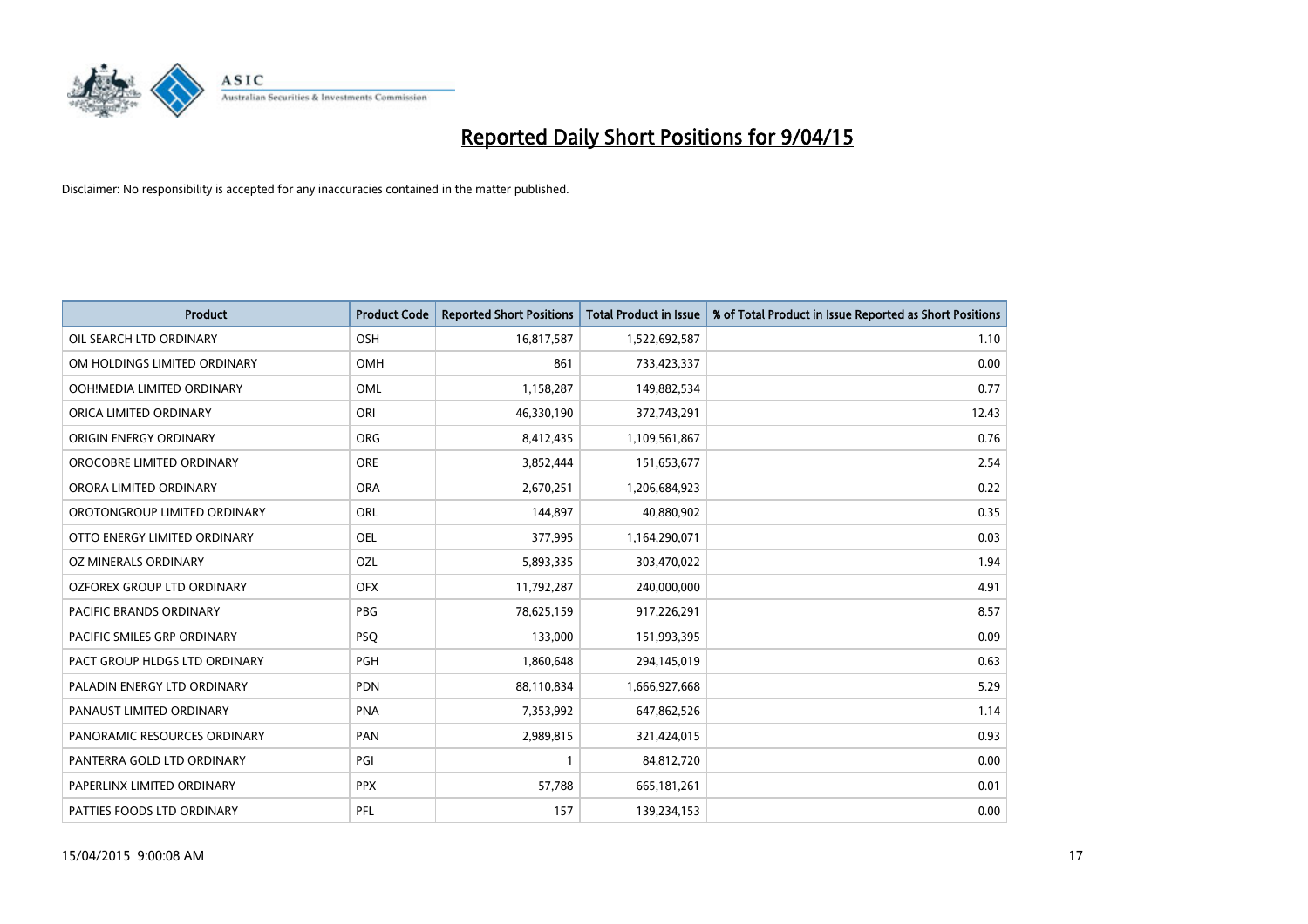# Reported Daily Short Positions for 9/04/15

Disclaimer: No responsibility is accepted for any inaccuracies contained in the matter published.

| Product | Product Code | Reported Short Positions | Total Product in Issue | % of Total Product in Issue Reported as Short Positions |
|---|---|---|---|---|
| OIL SEARCH LTD ORDINARY | OSH | 16,817,587 | 1,522,692,587 | 1.10 |
| OM HOLDINGS LIMITED ORDINARY | OMH | 861 | 733,423,337 | 0.00 |
| OOH!MEDIA LIMITED ORDINARY | OML | 1,158,287 | 149,882,534 | 0.77 |
| ORICA LIMITED ORDINARY | ORI | 46,330,190 | 372,743,291 | 12.43 |
| ORIGIN ENERGY ORDINARY | ORG | 8,412,435 | 1,109,561,867 | 0.76 |
| OROCOBRE LIMITED ORDINARY | ORE | 3,852,444 | 151,653,677 | 2.54 |
| ORORA LIMITED ORDINARY | ORA | 2,670,251 | 1,206,684,923 | 0.22 |
| OROTONGROUP LIMITED ORDINARY | ORL | 144,897 | 40,880,902 | 0.35 |
| OTTO ENERGY LIMITED ORDINARY | OEL | 377,995 | 1,164,290,071 | 0.03 |
| OZ MINERALS ORDINARY | OZL | 5,893,335 | 303,470,022 | 1.94 |
| OZFOREX GROUP LTD ORDINARY | OFX | 11,792,287 | 240,000,000 | 4.91 |
| PACIFIC BRANDS ORDINARY | PBG | 78,625,159 | 917,226,291 | 8.57 |
| PACIFIC SMILES GRP ORDINARY | PSQ | 133,000 | 151,993,395 | 0.09 |
| PACT GROUP HLDGS LTD ORDINARY | PGH | 1,860,648 | 294,145,019 | 0.63 |
| PALADIN ENERGY LTD ORDINARY | PDN | 88,110,834 | 1,666,927,668 | 5.29 |
| PANAUST LIMITED ORDINARY | PNA | 7,353,992 | 647,862,526 | 1.14 |
| PANORAMIC RESOURCES ORDINARY | PAN | 2,989,815 | 321,424,015 | 0.93 |
| PANTERRA GOLD LTD ORDINARY | PGI | 1 | 84,812,720 | 0.00 |
| PAPERLINX LIMITED ORDINARY | PPX | 57,788 | 665,181,261 | 0.01 |
| PATTIES FOODS LTD ORDINARY | PFL | 157 | 139,234,153 | 0.00 |

15/04/2015 9:00:08 AM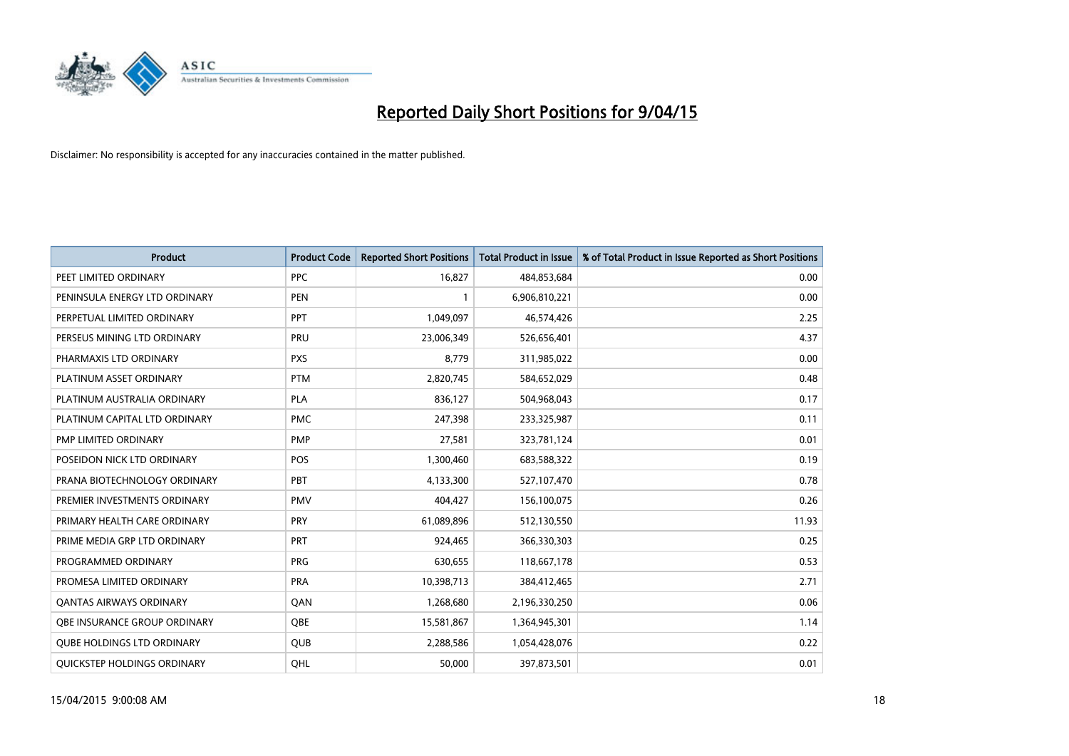# Reported Daily Short Positions for 9/04/15

Disclaimer: No responsibility is accepted for any inaccuracies contained in the matter published.

| Product | Product Code | Reported Short Positions | Total Product in Issue | % of Total Product in Issue Reported as Short Positions |
|---|---|---|---|---|
| PEET LIMITED ORDINARY | PPC | 16,827 | 484,853,684 | 0.00 |
| PENINSULA ENERGY LTD ORDINARY | PEN | 1 | 6,906,810,221 | 0.00 |
| PERPETUAL LIMITED ORDINARY | PPT | 1,049,097 | 46,574,426 | 2.25 |
| PERSEUS MINING LTD ORDINARY | PRU | 23,006,349 | 526,656,401 | 4.37 |
| PHARMAXIS LTD ORDINARY | PXS | 8,779 | 311,985,022 | 0.00 |
| PLATINUM ASSET ORDINARY | PTM | 2,820,745 | 584,652,029 | 0.48 |
| PLATINUM AUSTRALIA ORDINARY | PLA | 836,127 | 504,968,043 | 0.17 |
| PLATINUM CAPITAL LTD ORDINARY | PMC | 247,398 | 233,325,987 | 0.11 |
| PMP LIMITED ORDINARY | PMP | 27,581 | 323,781,124 | 0.01 |
| POSEIDON NICK LTD ORDINARY | POS | 1,300,460 | 683,588,322 | 0.19 |
| PRANA BIOTECHNOLOGY ORDINARY | PBT | 4,133,300 | 527,107,470 | 0.78 |
| PREMIER INVESTMENTS ORDINARY | PMV | 404,427 | 156,100,075 | 0.26 |
| PRIMARY HEALTH CARE ORDINARY | PRY | 61,089,896 | 512,130,550 | 11.93 |
| PRIME MEDIA GRP LTD ORDINARY | PRT | 924,465 | 366,330,303 | 0.25 |
| PROGRAMMED ORDINARY | PRG | 630,655 | 118,667,178 | 0.53 |
| PROMESA LIMITED ORDINARY | PRA | 10,398,713 | 384,412,465 | 2.71 |
| QANTAS AIRWAYS ORDINARY | QAN | 1,268,680 | 2,196,330,250 | 0.06 |
| QBE INSURANCE GROUP ORDINARY | QBE | 15,581,867 | 1,364,945,301 | 1.14 |
| QUBE HOLDINGS LTD ORDINARY | QUB | 2,288,586 | 1,054,428,076 | 0.22 |
| QUICKSTEP HOLDINGS ORDINARY | QHL | 50,000 | 397,873,501 | 0.01 |

15/04/2015 9:00:08 AM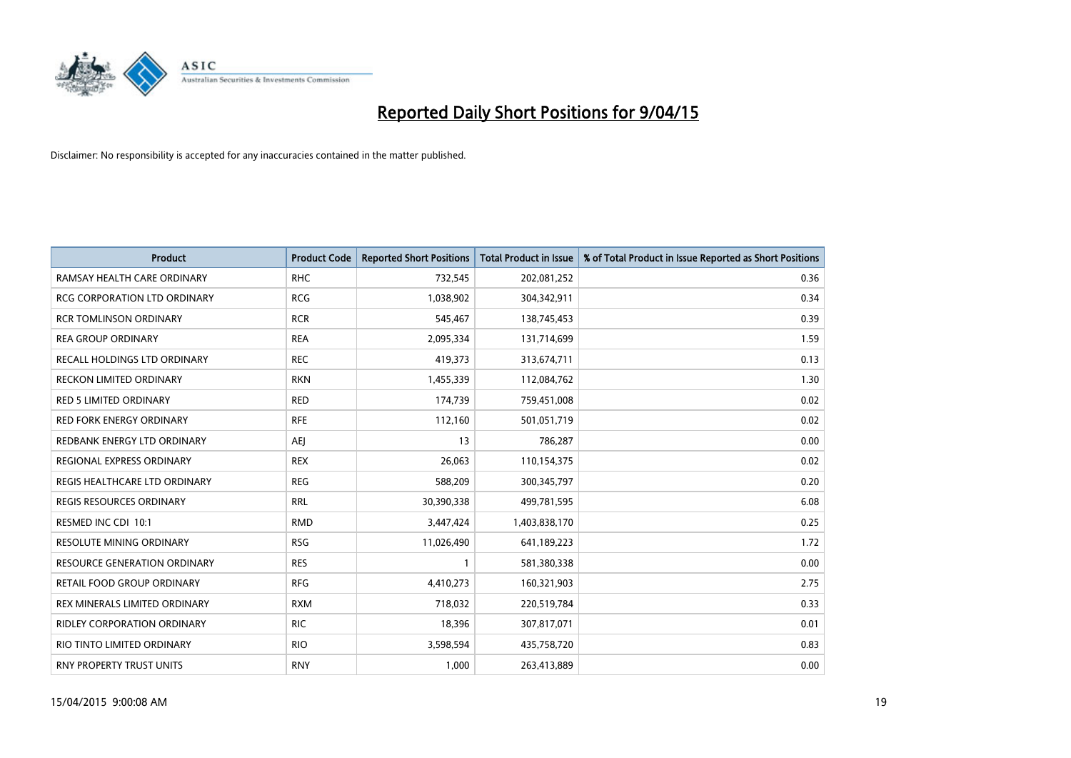# Reported Daily Short Positions for 9/04/15

Disclaimer: No responsibility is accepted for any inaccuracies contained in the matter published.

| Product | Product Code | Reported Short Positions | Total Product in Issue | % of Total Product in Issue Reported as Short Positions |
|---|---|---|---|---|
| RAMSAY HEALTH CARE ORDINARY | RHC | 732,545 | 202,081,252 | 0.36 |
| RCG CORPORATION LTD ORDINARY | RCG | 1,038,902 | 304,342,911 | 0.34 |
| RCR TOMLINSON ORDINARY | RCR | 545,467 | 138,745,453 | 0.39 |
| REA GROUP ORDINARY | REA | 2,095,334 | 131,714,699 | 1.59 |
| RECALL HOLDINGS LTD ORDINARY | REC | 419,373 | 313,674,711 | 0.13 |
| RECKON LIMITED ORDINARY | RKN | 1,455,339 | 112,084,762 | 1.30 |
| RED 5 LIMITED ORDINARY | RED | 174,739 | 759,451,008 | 0.02 |
| RED FORK ENERGY ORDINARY | RFE | 112,160 | 501,051,719 | 0.02 |
| REDBANK ENERGY LTD ORDINARY | AEJ | 13 | 786,287 | 0.00 |
| REGIONAL EXPRESS ORDINARY | REX | 26,063 | 110,154,375 | 0.02 |
| REGIS HEALTHCARE LTD ORDINARY | REG | 588,209 | 300,345,797 | 0.20 |
| REGIS RESOURCES ORDINARY | RRL | 30,390,338 | 499,781,595 | 6.08 |
| RESMED INC CDI 10:1 | RMD | 3,447,424 | 1,403,838,170 | 0.25 |
| RESOLUTE MINING ORDINARY | RSG | 11,026,490 | 641,189,223 | 1.72 |
| RESOURCE GENERATION ORDINARY | RES | 1 | 581,380,338 | 0.00 |
| RETAIL FOOD GROUP ORDINARY | RFG | 4,410,273 | 160,321,903 | 2.75 |
| REX MINERALS LIMITED ORDINARY | RXM | 718,032 | 220,519,784 | 0.33 |
| RIDLEY CORPORATION ORDINARY | RIC | 18,396 | 307,817,071 | 0.01 |
| RIO TINTO LIMITED ORDINARY | RIO | 3,598,594 | 435,758,720 | 0.83 |
| RNY PROPERTY TRUST UNITS | RNY | 1,000 | 263,413,889 | 0.00 |

15/04/2015 9:00:08 AM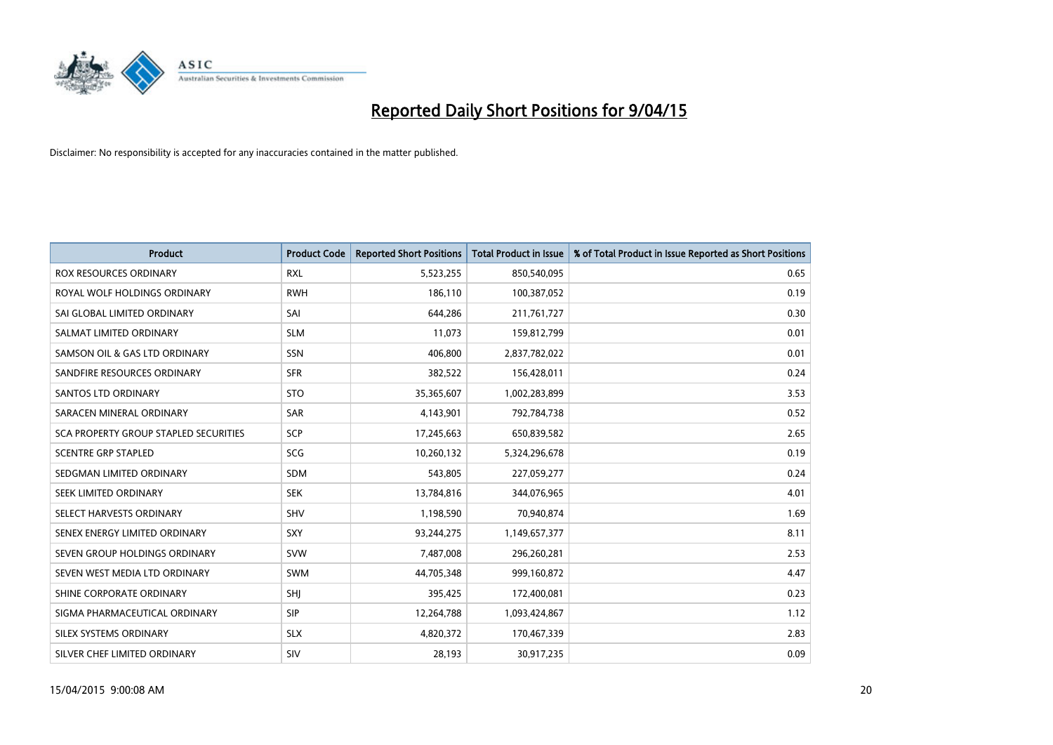# Reported Daily Short Positions for 9/04/15

Disclaimer: No responsibility is accepted for any inaccuracies contained in the matter published.

| Product | Product Code | Reported Short Positions | Total Product in Issue | % of Total Product in Issue Reported as Short Positions |
|---|---|---|---|---|
| ROX RESOURCES ORDINARY | RXL | 5,523,255 | 850,540,095 | 0.65 |
| ROYAL WOLF HOLDINGS ORDINARY | RWH | 186,110 | 100,387,052 | 0.19 |
| SAI GLOBAL LIMITED ORDINARY | SAI | 644,286 | 211,761,727 | 0.30 |
| SALMAT LIMITED ORDINARY | SLM | 11,073 | 159,812,799 | 0.01 |
| SAMSON OIL & GAS LTD ORDINARY | SSN | 406,800 | 2,837,782,022 | 0.01 |
| SANDFIRE RESOURCES ORDINARY | SFR | 382,522 | 156,428,011 | 0.24 |
| SANTOS LTD ORDINARY | STO | 35,365,607 | 1,002,283,899 | 3.53 |
| SARACEN MINERAL ORDINARY | SAR | 4,143,901 | 792,784,738 | 0.52 |
| SCA PROPERTY GROUP STAPLED SECURITIES | SCP | 17,245,663 | 650,839,582 | 2.65 |
| SCENTRE GRP STAPLED | SCG | 10,260,132 | 5,324,296,678 | 0.19 |
| SEDGMAN LIMITED ORDINARY | SDM | 543,805 | 227,059,277 | 0.24 |
| SEEK LIMITED ORDINARY | SEK | 13,784,816 | 344,076,965 | 4.01 |
| SELECT HARVESTS ORDINARY | SHV | 1,198,590 | 70,940,874 | 1.69 |
| SENEX ENERGY LIMITED ORDINARY | SXY | 93,244,275 | 1,149,657,377 | 8.11 |
| SEVEN GROUP HOLDINGS ORDINARY | SVW | 7,487,008 | 296,260,281 | 2.53 |
| SEVEN WEST MEDIA LTD ORDINARY | SWM | 44,705,348 | 999,160,872 | 4.47 |
| SHINE CORPORATE ORDINARY | SHJ | 395,425 | 172,400,081 | 0.23 |
| SIGMA PHARMACEUTICAL ORDINARY | SIP | 12,264,788 | 1,093,424,867 | 1.12 |
| SILEX SYSTEMS ORDINARY | SLX | 4,820,372 | 170,467,339 | 2.83 |
| SILVER CHEF LIMITED ORDINARY | SIV | 28,193 | 30,917,235 | 0.09 |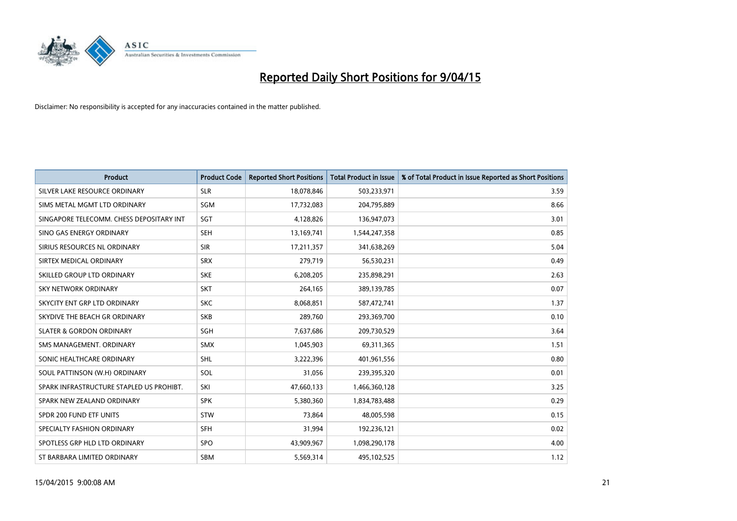# Reported Daily Short Positions for 9/04/15

Disclaimer: No responsibility is accepted for any inaccuracies contained in the matter published.

| Product | Product Code | Reported Short Positions | Total Product in Issue | % of Total Product in Issue Reported as Short Positions |
|---|---|---|---|---|
| SILVER LAKE RESOURCE ORDINARY | SLR | 18,078,846 | 503,233,971 | 3.59 |
| SIMS METAL MGMT LTD ORDINARY | SGM | 17,732,083 | 204,795,889 | 8.66 |
| SINGAPORE TELECOMM. CHESS DEPOSITARY INT | SGT | 4,128,826 | 136,947,073 | 3.01 |
| SINO GAS ENERGY ORDINARY | SEH | 13,169,741 | 1,544,247,358 | 0.85 |
| SIRIUS RESOURCES NL ORDINARY | SIR | 17,211,357 | 341,638,269 | 5.04 |
| SIRTEX MEDICAL ORDINARY | SRX | 279,719 | 56,530,231 | 0.49 |
| SKILLED GROUP LTD ORDINARY | SKE | 6,208,205 | 235,898,291 | 2.63 |
| SKY NETWORK ORDINARY | SKT | 264,165 | 389,139,785 | 0.07 |
| SKYCITY ENT GRP LTD ORDINARY | SKC | 8,068,851 | 587,472,741 | 1.37 |
| SKYDIVE THE BEACH GR ORDINARY | SKB | 289,760 | 293,369,700 | 0.10 |
| SLATER & GORDON ORDINARY | SGH | 7,637,686 | 209,730,529 | 3.64 |
| SMS MANAGEMENT. ORDINARY | SMX | 1,045,903 | 69,311,365 | 1.51 |
| SONIC HEALTHCARE ORDINARY | SHL | 3,222,396 | 401,961,556 | 0.80 |
| SOUL PATTINSON (W.H) ORDINARY | SOL | 31,056 | 239,395,320 | 0.01 |
| SPARK INFRASTRUCTURE STAPLED US PROHIBT. | SKI | 47,660,133 | 1,466,360,128 | 3.25 |
| SPARK NEW ZEALAND ORDINARY | SPK | 5,380,360 | 1,834,783,488 | 0.29 |
| SPDR 200 FUND ETF UNITS | STW | 73,864 | 48,005,598 | 0.15 |
| SPECIALTY FASHION ORDINARY | SFH | 31,994 | 192,236,121 | 0.02 |
| SPOTLESS GRP HLD LTD ORDINARY | SPO | 43,909,967 | 1,098,290,178 | 4.00 |
| ST BARBARA LIMITED ORDINARY | SBM | 5,569,314 | 495,102,525 | 1.12 |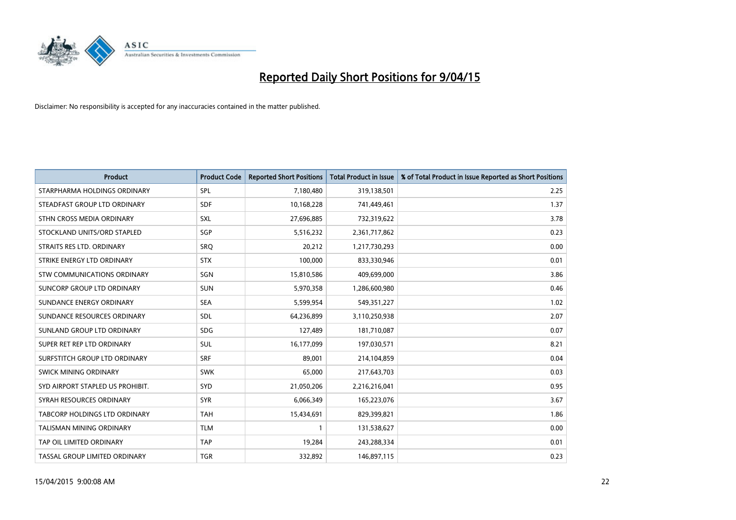# Reported Daily Short Positions for 9/04/15

Disclaimer: No responsibility is accepted for any inaccuracies contained in the matter published.

| Product | Product Code | Reported Short Positions | Total Product in Issue | % of Total Product in Issue Reported as Short Positions |
|---|---|---|---|---|
| STARPHARMA HOLDINGS ORDINARY | SPL | 7,180,480 | 319,138,501 | 2.25 |
| STEADFAST GROUP LTD ORDINARY | SDF | 10,168,228 | 741,449,461 | 1.37 |
| STHN CROSS MEDIA ORDINARY | SXL | 27,696,885 | 732,319,622 | 3.78 |
| STOCKLAND UNITS/ORD STAPLED | SGP | 5,516,232 | 2,361,717,862 | 0.23 |
| STRAITS RES LTD. ORDINARY | SRQ | 20,212 | 1,217,730,293 | 0.00 |
| STRIKE ENERGY LTD ORDINARY | STX | 100,000 | 833,330,946 | 0.01 |
| STW COMMUNICATIONS ORDINARY | SGN | 15,810,586 | 409,699,000 | 3.86 |
| SUNCORP GROUP LTD ORDINARY | SUN | 5,970,358 | 1,286,600,980 | 0.46 |
| SUNDANCE ENERGY ORDINARY | SEA | 5,599,954 | 549,351,227 | 1.02 |
| SUNDANCE RESOURCES ORDINARY | SDL | 64,236,899 | 3,110,250,938 | 2.07 |
| SUNLAND GROUP LTD ORDINARY | SDG | 127,489 | 181,710,087 | 0.07 |
| SUPER RET REP LTD ORDINARY | SUL | 16,177,099 | 197,030,571 | 8.21 |
| SURFSTITCH GROUP LTD ORDINARY | SRF | 89,001 | 214,104,859 | 0.04 |
| SWICK MINING ORDINARY | SWK | 65,000 | 217,643,703 | 0.03 |
| SYD AIRPORT STAPLED US PROHIBIT. | SYD | 21,050,206 | 2,216,216,041 | 0.95 |
| SYRAH RESOURCES ORDINARY | SYR | 6,066,349 | 165,223,076 | 3.67 |
| TABCORP HOLDINGS LTD ORDINARY | TAH | 15,434,691 | 829,399,821 | 1.86 |
| TALISMAN MINING ORDINARY | TLM | 1 | 131,538,627 | 0.00 |
| TAP OIL LIMITED ORDINARY | TAP | 19,284 | 243,288,334 | 0.01 |
| TASSAL GROUP LIMITED ORDINARY | TGR | 332,892 | 146,897,115 | 0.23 |

15/04/2015 9:00:08 AM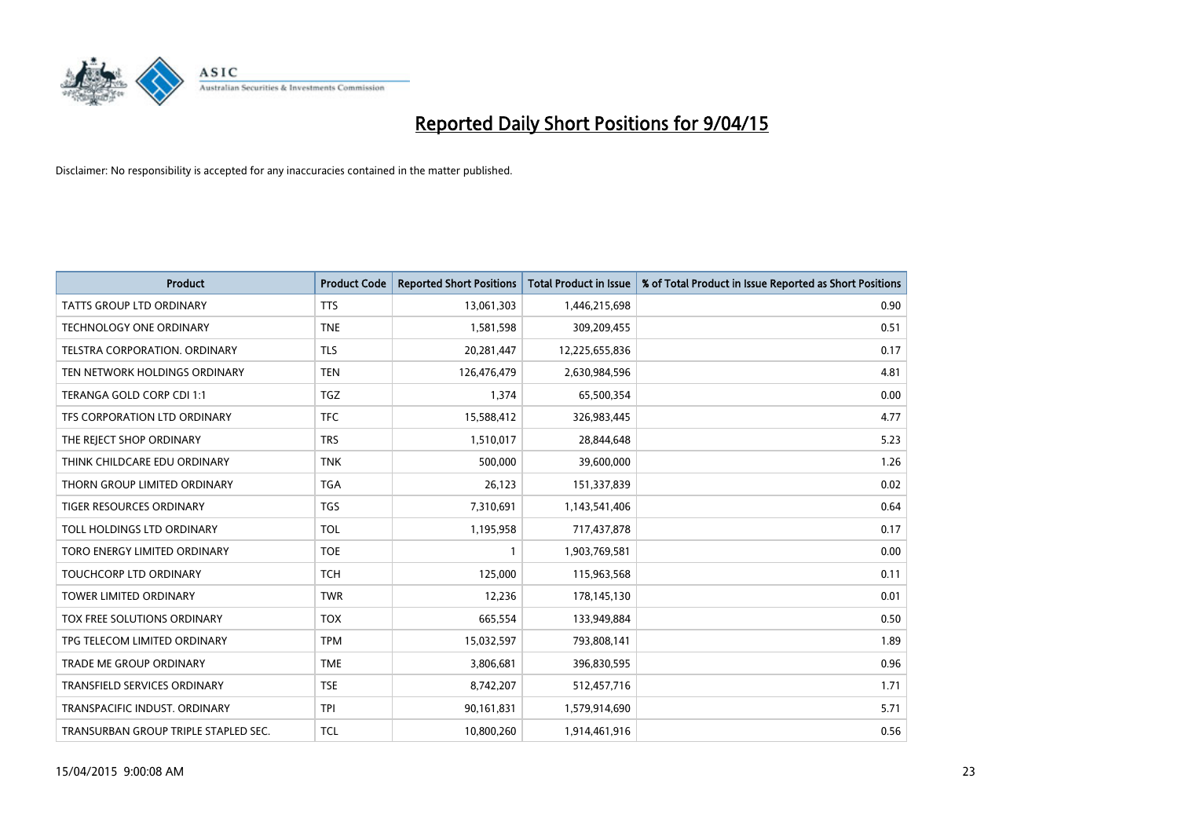# Reported Daily Short Positions for 9/04/15

Disclaimer: No responsibility is accepted for any inaccuracies contained in the matter published.

| Product | Product Code | Reported Short Positions | Total Product in Issue | % of Total Product in Issue Reported as Short Positions |
| --- | --- | --- | --- | --- |
| TATTS GROUP LTD ORDINARY | TTS | 13,061,303 | 1,446,215,698 | 0.90 |
| TECHNOLOGY ONE ORDINARY | TNE | 1,581,598 | 309,209,455 | 0.51 |
| TELSTRA CORPORATION. ORDINARY | TLS | 20,281,447 | 12,225,655,836 | 0.17 |
| TEN NETWORK HOLDINGS ORDINARY | TEN | 126,476,479 | 2,630,984,596 | 4.81 |
| TERANGA GOLD CORP CDI 1:1 | TGZ | 1,374 | 65,500,354 | 0.00 |
| TFS CORPORATION LTD ORDINARY | TFC | 15,588,412 | 326,983,445 | 4.77 |
| THE REJECT SHOP ORDINARY | TRS | 1,510,017 | 28,844,648 | 5.23 |
| THINK CHILDCARE EDU ORDINARY | TNK | 500,000 | 39,600,000 | 1.26 |
| THORN GROUP LIMITED ORDINARY | TGA | 26,123 | 151,337,839 | 0.02 |
| TIGER RESOURCES ORDINARY | TGS | 7,310,691 | 1,143,541,406 | 0.64 |
| TOLL HOLDINGS LTD ORDINARY | TOL | 1,195,958 | 717,437,878 | 0.17 |
| TORO ENERGY LIMITED ORDINARY | TOE | 1 | 1,903,769,581 | 0.00 |
| TOUCHCORP LTD ORDINARY | TCH | 125,000 | 115,963,568 | 0.11 |
| TOWER LIMITED ORDINARY | TWR | 12,236 | 178,145,130 | 0.01 |
| TOX FREE SOLUTIONS ORDINARY | TOX | 665,554 | 133,949,884 | 0.50 |
| TPG TELECOM LIMITED ORDINARY | TPM | 15,032,597 | 793,808,141 | 1.89 |
| TRADE ME GROUP ORDINARY | TME | 3,806,681 | 396,830,595 | 0.96 |
| TRANSFIELD SERVICES ORDINARY | TSE | 8,742,207 | 512,457,716 | 1.71 |
| TRANSPACIFIC INDUST. ORDINARY | TPI | 90,161,831 | 1,579,914,690 | 5.71 |
| TRANSURBAN GROUP TRIPLE STAPLED SEC. | TCL | 10,800,260 | 1,914,461,916 | 0.56 |

15/04/2015 9:00:08 AM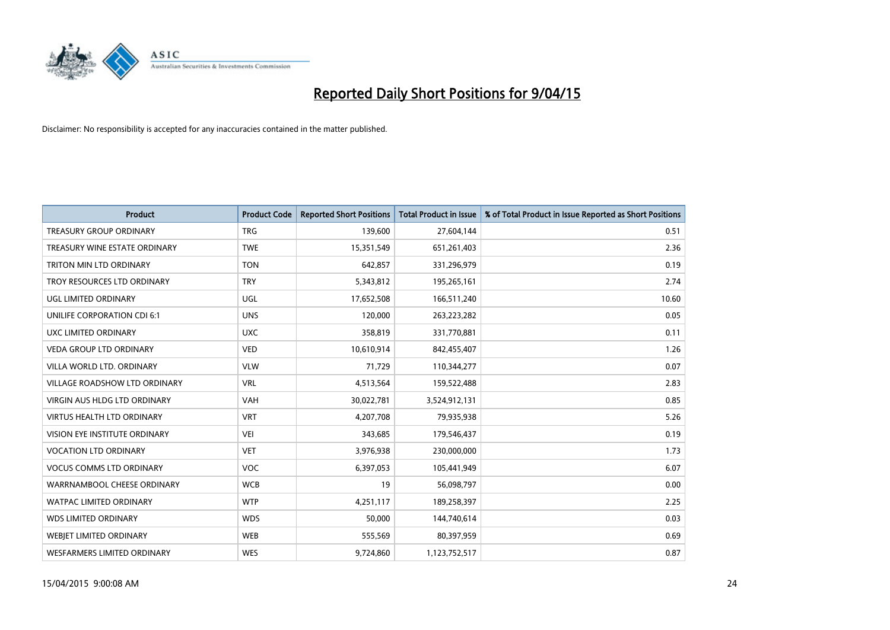# Reported Daily Short Positions for 9/04/15

Disclaimer: No responsibility is accepted for any inaccuracies contained in the matter published.

| Product | Product Code | Reported Short Positions | Total Product in Issue | % of Total Product in Issue Reported as Short Positions |
|---|---|---|---|---|
| TREASURY GROUP ORDINARY | TRG | 139,600 | 27,604,144 | 0.51 |
| TREASURY WINE ESTATE ORDINARY | TWE | 15,351,549 | 651,261,403 | 2.36 |
| TRITON MIN LTD ORDINARY | TON | 642,857 | 331,296,979 | 0.19 |
| TROY RESOURCES LTD ORDINARY | TRY | 5,343,812 | 195,265,161 | 2.74 |
| UGL LIMITED ORDINARY | UGL | 17,652,508 | 166,511,240 | 10.60 |
| UNILIFE CORPORATION CDI 6:1 | UNS | 120,000 | 263,223,282 | 0.05 |
| UXC LIMITED ORDINARY | UXC | 358,819 | 331,770,881 | 0.11 |
| VEDA GROUP LTD ORDINARY | VED | 10,610,914 | 842,455,407 | 1.26 |
| VILLA WORLD LTD. ORDINARY | VLW | 71,729 | 110,344,277 | 0.07 |
| VILLAGE ROADSHOW LTD ORDINARY | VRL | 4,513,564 | 159,522,488 | 2.83 |
| VIRGIN AUS HLDG LTD ORDINARY | VAH | 30,022,781 | 3,524,912,131 | 0.85 |
| VIRTUS HEALTH LTD ORDINARY | VRT | 4,207,708 | 79,935,938 | 5.26 |
| VISION EYE INSTITUTE ORDINARY | VEI | 343,685 | 179,546,437 | 0.19 |
| VOCATION LTD ORDINARY | VET | 3,976,938 | 230,000,000 | 1.73 |
| VOCUS COMMS LTD ORDINARY | VOC | 6,397,053 | 105,441,949 | 6.07 |
| WARRNAMBOOL CHEESE ORDINARY | WCB | 19 | 56,098,797 | 0.00 |
| WATPAC LIMITED ORDINARY | WTP | 4,251,117 | 189,258,397 | 2.25 |
| WDS LIMITED ORDINARY | WDS | 50,000 | 144,740,614 | 0.03 |
| WEBJET LIMITED ORDINARY | WEB | 555,569 | 80,397,959 | 0.69 |
| WESFARMERS LIMITED ORDINARY | WES | 9,724,860 | 1,123,752,517 | 0.87 |

15/04/2015 9:00:08 AM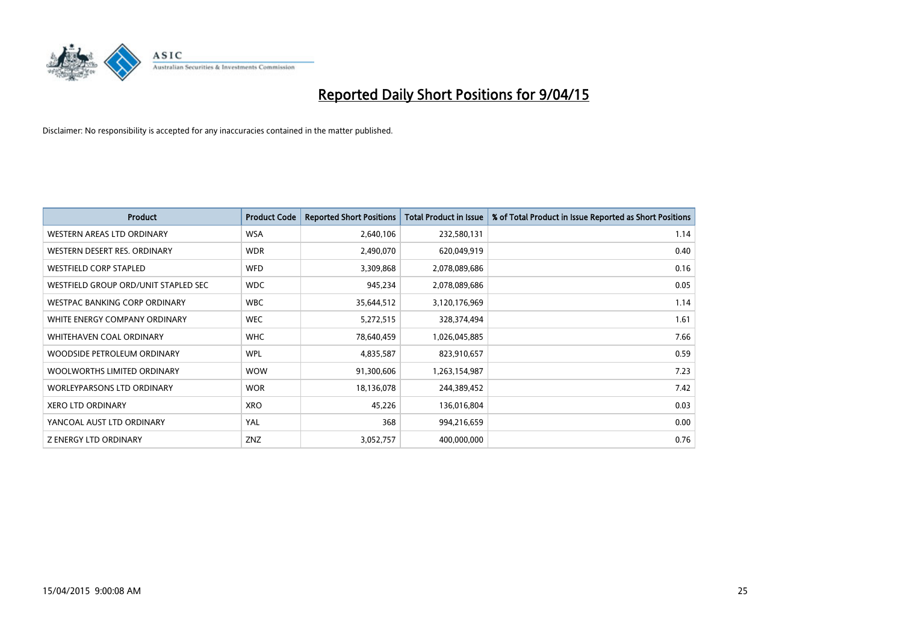# Reported Daily Short Positions for 9/04/15

Disclaimer: No responsibility is accepted for any inaccuracies contained in the matter published.

| Product | Product Code | Reported Short Positions | Total Product in Issue | % of Total Product in Issue Reported as Short Positions |
|---|---|---|---|---|
| WESTERN AREAS LTD ORDINARY | WSA | 2,640,106 | 232,580,131 | 1.14 |
| WESTERN DESERT RES. ORDINARY | WDR | 2,490,070 | 620,049,919 | 0.40 |
| WESTFIELD CORP STAPLED | WFD | 3,309,868 | 2,078,089,686 | 0.16 |
| WESTFIELD GROUP ORD/UNIT STAPLED SEC | WDC | 945,234 | 2,078,089,686 | 0.05 |
| WESTPAC BANKING CORP ORDINARY | WBC | 35,644,512 | 3,120,176,969 | 1.14 |
| WHITE ENERGY COMPANY ORDINARY | WEC | 5,272,515 | 328,374,494 | 1.61 |
| WHITEHAVEN COAL ORDINARY | WHC | 78,640,459 | 1,026,045,885 | 7.66 |
| WOODSIDE PETROLEUM ORDINARY | WPL | 4,835,587 | 823,910,657 | 0.59 |
| WOOLWORTHS LIMITED ORDINARY | WOW | 91,300,606 | 1,263,154,987 | 7.23 |
| WORLEYPARSONS LTD ORDINARY | WOR | 18,136,078 | 244,389,452 | 7.42 |
| XERO LTD ORDINARY | XRO | 45,226 | 136,016,804 | 0.03 |
| YANCOAL AUST LTD ORDINARY | YAL | 368 | 994,216,659 | 0.00 |
| Z ENERGY LTD ORDINARY | ZNZ | 3,052,757 | 400,000,000 | 0.76 |

15/04/2015 9:00:08 AM